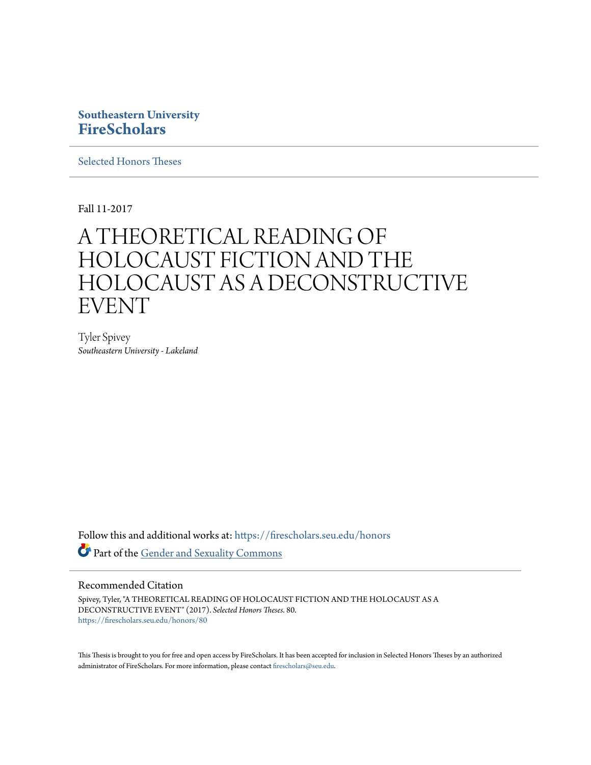Southeastern University

**FireScholars**

Selected Honors Theses

Fall 11-2017

# A THEORETICAL READING OF HOLOCAUST FICTION AND THE HOLOCAUST AS A DECONSTRUCTIVE EVENT

Tyler Spivey

*Southeastern University - Lakeland*

Follow this and additional works at: https://firescholars.seu.edu/honors

Part of the Gender and Sexuality Commons

## Recommended Citation

Spivey, Tyler, "A THEORETICAL READING OF HOLOCAUST FICTION AND THE HOLOCAUST AS A DECONSTRUCTIVE EVENT" (2017). *Selected Honors Theses*. 80.
https://firescholars.seu.edu/honors/80

This Thesis is brought to you for free and open access by FireScholars. It has been accepted for inclusion in Selected Honors Theses by an authorized administrator of FireScholars. For more information, please contact firescholars@seu.edu.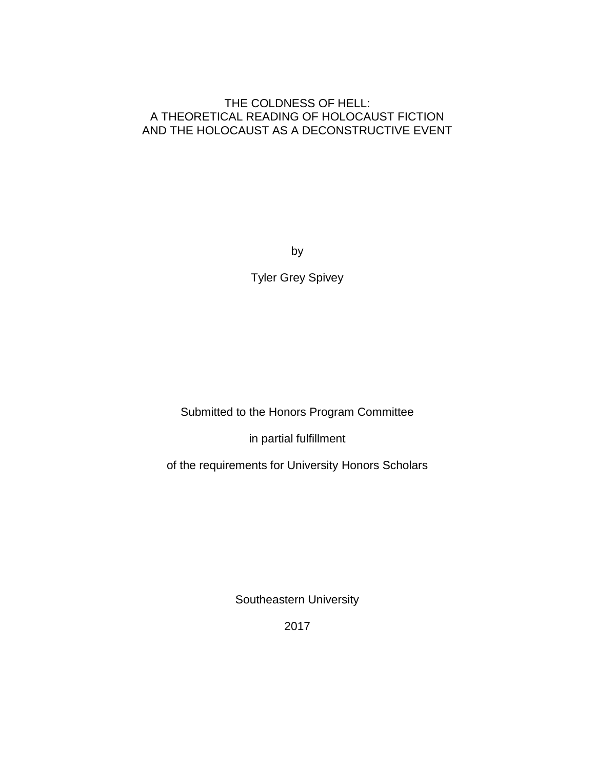# THE COLDNESS OF HELL:
# A THEORETICAL READING OF HOLOCAUST FICTION
# AND THE HOLOCAUST AS A DECONSTRUCTIVE EVENT

by

Tyler Grey Spivey

Submitted to the Honors Program Committee

in partial fulfillment

of the requirements for University Honors Scholars

Southeastern University

2017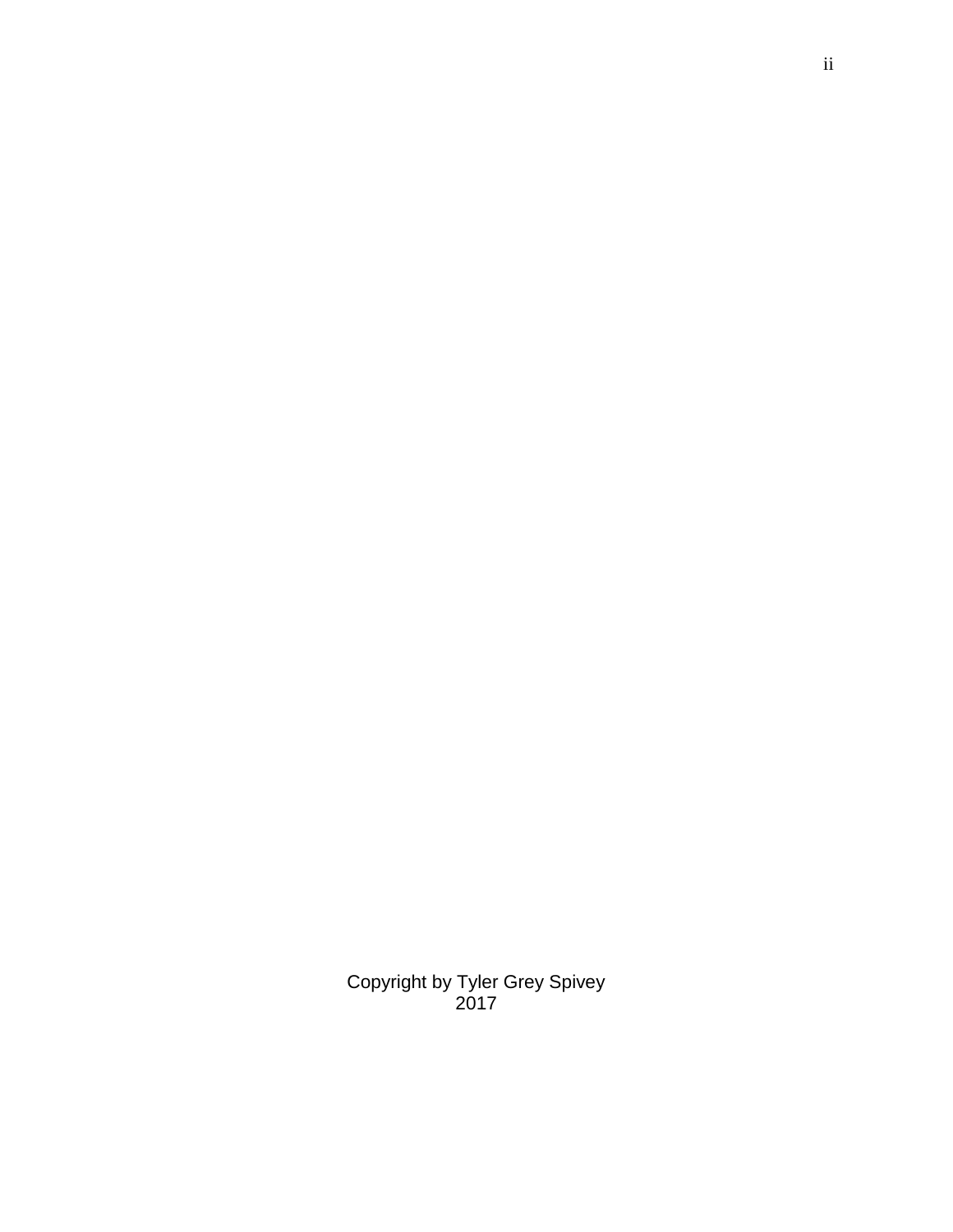Copyright by Tyler Grey Spivey
2017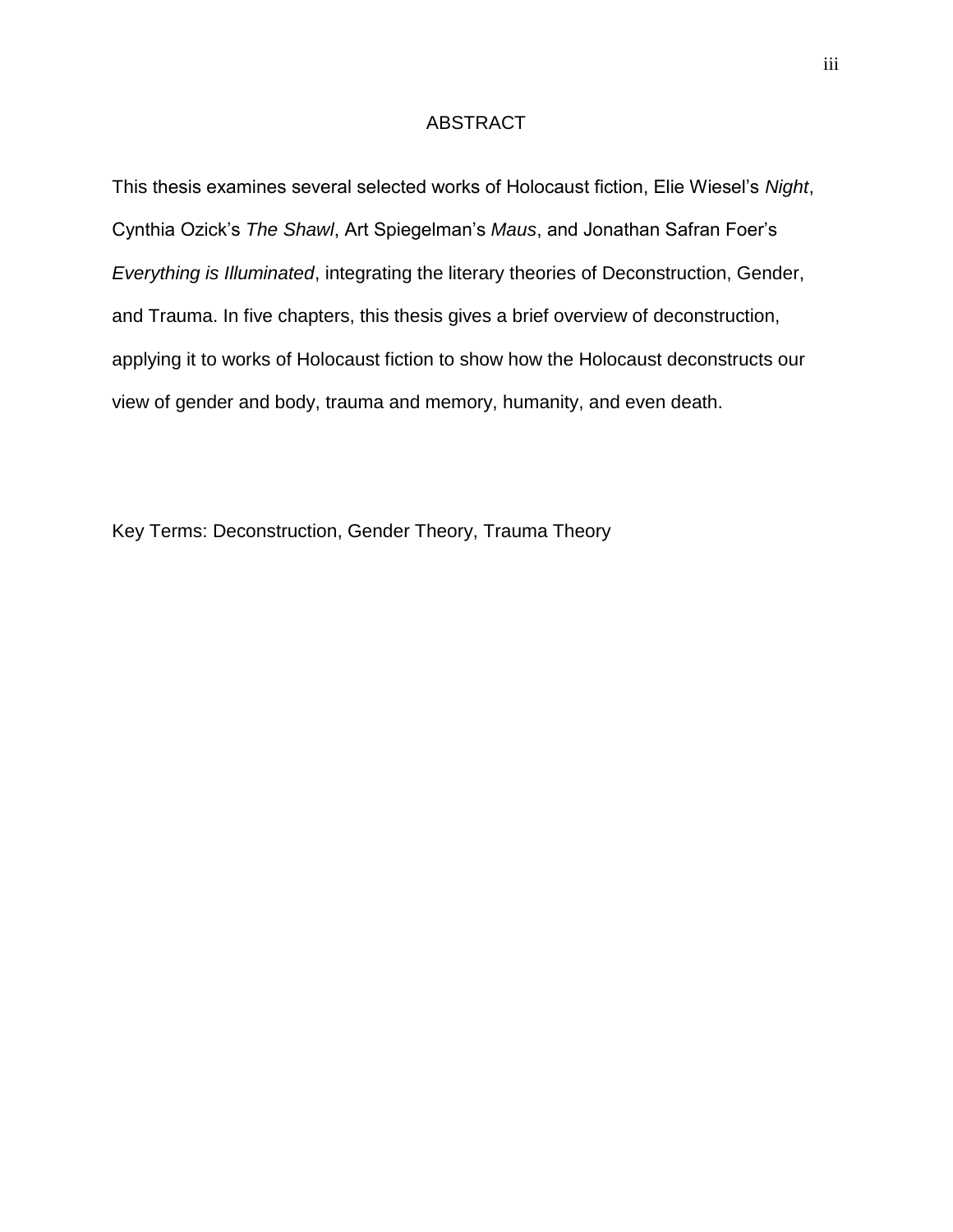# ABSTRACT

This thesis examines several selected works of Holocaust fiction, Elie Wiesel's *Night*, Cynthia Ozick's *The Shawl*, Art Spiegelman's *Maus*, and Jonathan Safran Foer's *Everything is Illuminated*, integrating the literary theories of Deconstruction, Gender, and Trauma. In five chapters, this thesis gives a brief overview of deconstruction, applying it to works of Holocaust fiction to show how the Holocaust deconstructs our view of gender and body, trauma and memory, humanity, and even death.

Key Terms: Deconstruction, Gender Theory, Trauma Theory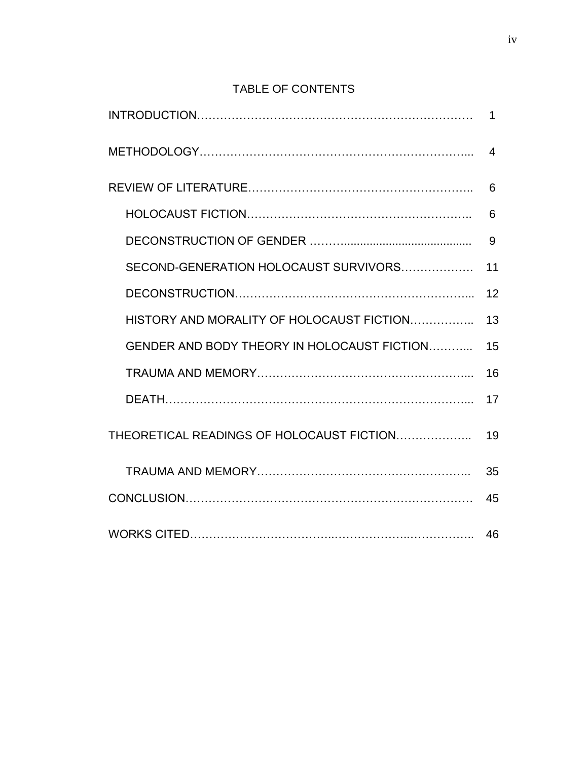# TABLE OF CONTENTS

| | |
|---|---|
| INTRODUCTION | 1 |
| METHODOLOGY | 4 |
| REVIEW OF LITERATURE | 6 |
| HOLOCAUST FICTION | 6 |
| DECONSTRUCTION OF GENDER | 9 |
| SECOND-GENERATION HOLOCAUST SURVIVORS | 11 |
| DECONSTRUCTION | 12 |
| HISTORY AND MORALITY OF HOLOCAUST FICTION | 13 |
| GENDER AND BODY THEORY IN HOLOCAUST FICTION | 15 |
| TRAUMA AND MEMORY | 16 |
| DEATH | 17 |
| THEORETICAL READINGS OF HOLOCAUST FICTION | 19 |
| TRAUMA AND MEMORY | 35 |
| CONCLUSION | 45 |
| WORKS CITED | 46 |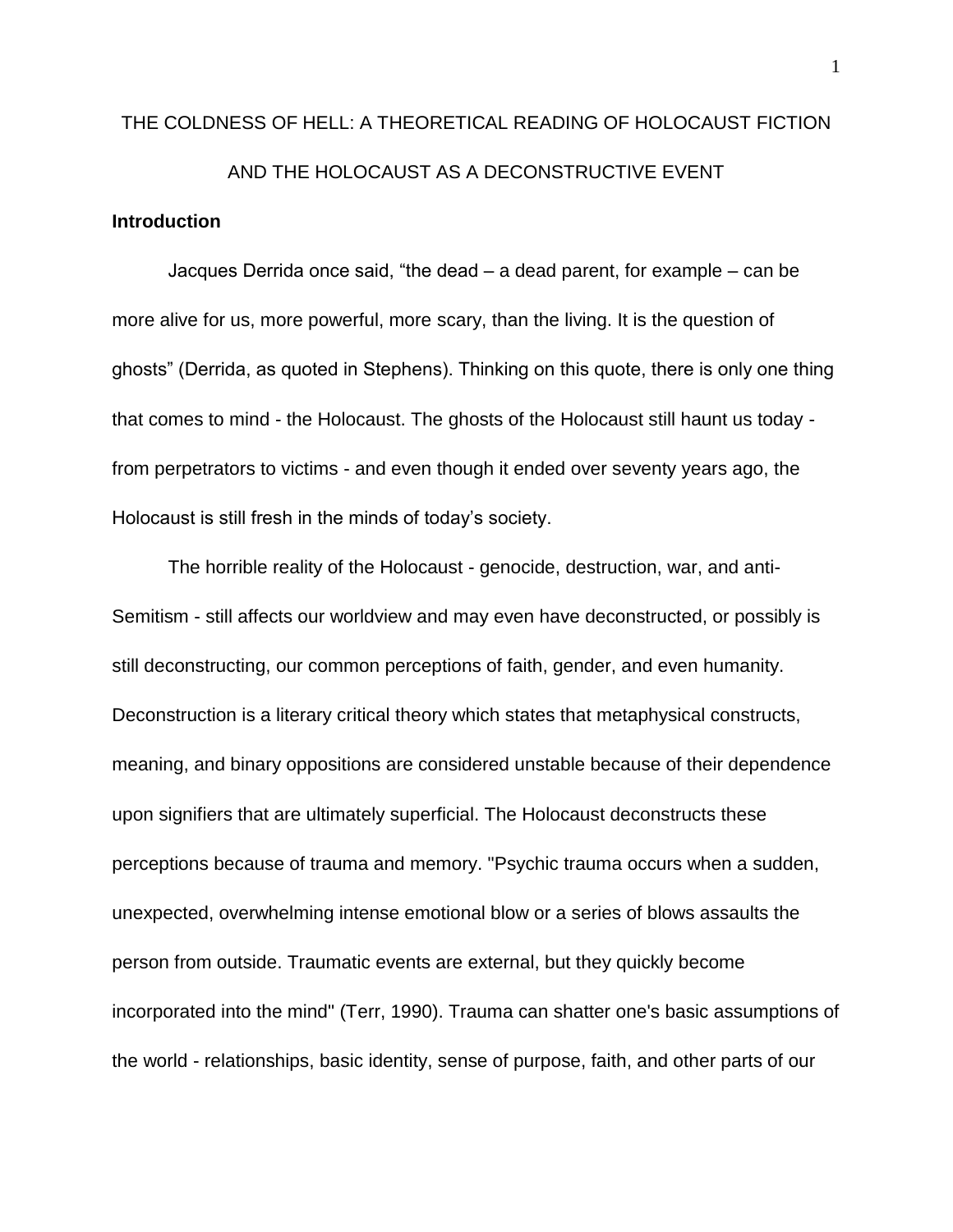THE COLDNESS OF HELL: A THEORETICAL READING OF HOLOCAUST FICTION AND THE HOLOCAUST AS A DECONSTRUCTIVE EVENT

**Introduction**

Jacques Derrida once said, "the dead – a dead parent, for example – can be more alive for us, more powerful, more scary, than the living. It is the question of ghosts" (Derrida, as quoted in Stephens). Thinking on this quote, there is only one thing that comes to mind - the Holocaust. The ghosts of the Holocaust still haunt us today - from perpetrators to victims - and even though it ended over seventy years ago, the Holocaust is still fresh in the minds of today's society.

The horrible reality of the Holocaust - genocide, destruction, war, and anti-Semitism - still affects our worldview and may even have deconstructed, or possibly is still deconstructing, our common perceptions of faith, gender, and even humanity. Deconstruction is a literary critical theory which states that metaphysical constructs, meaning, and binary oppositions are considered unstable because of their dependence upon signifiers that are ultimately superficial. The Holocaust deconstructs these perceptions because of trauma and memory. "Psychic trauma occurs when a sudden, unexpected, overwhelming intense emotional blow or a series of blows assaults the person from outside. Traumatic events are external, but they quickly become incorporated into the mind" (Terr, 1990). Trauma can shatter one's basic assumptions of the world - relationships, basic identity, sense of purpose, faith, and other parts of our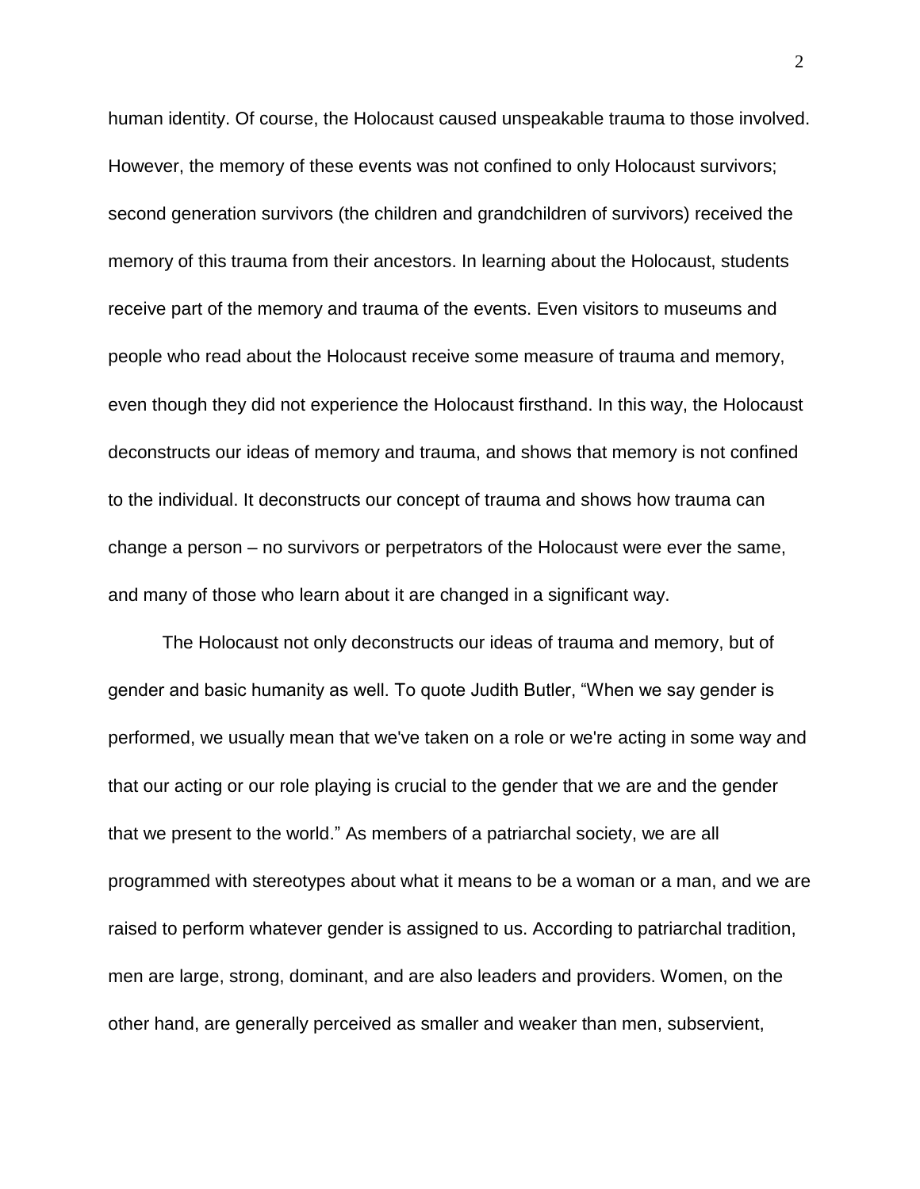human identity. Of course, the Holocaust caused unspeakable trauma to those involved. However, the memory of these events was not confined to only Holocaust survivors; second generation survivors (the children and grandchildren of survivors) received the memory of this trauma from their ancestors. In learning about the Holocaust, students receive part of the memory and trauma of the events. Even visitors to museums and people who read about the Holocaust receive some measure of trauma and memory, even though they did not experience the Holocaust firsthand. In this way, the Holocaust deconstructs our ideas of memory and trauma, and shows that memory is not confined to the individual. It deconstructs our concept of trauma and shows how trauma can change a person – no survivors or perpetrators of the Holocaust were ever the same, and many of those who learn about it are changed in a significant way.

The Holocaust not only deconstructs our ideas of trauma and memory, but of gender and basic humanity as well. To quote Judith Butler, "When we say gender is performed, we usually mean that we've taken on a role or we're acting in some way and that our acting or our role playing is crucial to the gender that we are and the gender that we present to the world." As members of a patriarchal society, we are all programmed with stereotypes about what it means to be a woman or a man, and we are raised to perform whatever gender is assigned to us. According to patriarchal tradition, men are large, strong, dominant, and are also leaders and providers. Women, on the other hand, are generally perceived as smaller and weaker than men, subservient,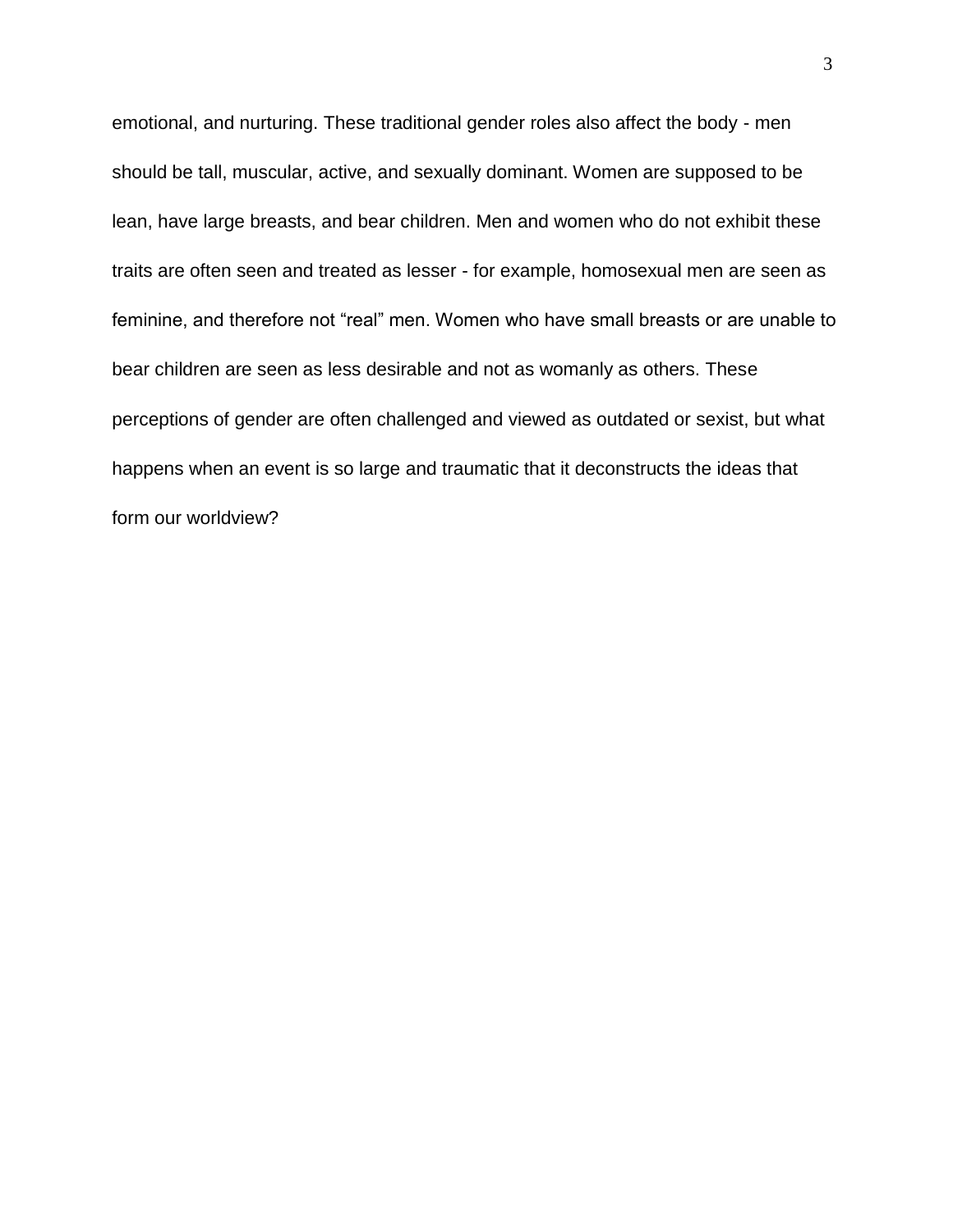emotional, and nurturing. These traditional gender roles also affect the body - men should be tall, muscular, active, and sexually dominant. Women are supposed to be lean, have large breasts, and bear children. Men and women who do not exhibit these traits are often seen and treated as lesser - for example, homosexual men are seen as feminine, and therefore not "real" men. Women who have small breasts or are unable to bear children are seen as less desirable and not as womanly as others. These perceptions of gender are often challenged and viewed as outdated or sexist, but what happens when an event is so large and traumatic that it deconstructs the ideas that form our worldview?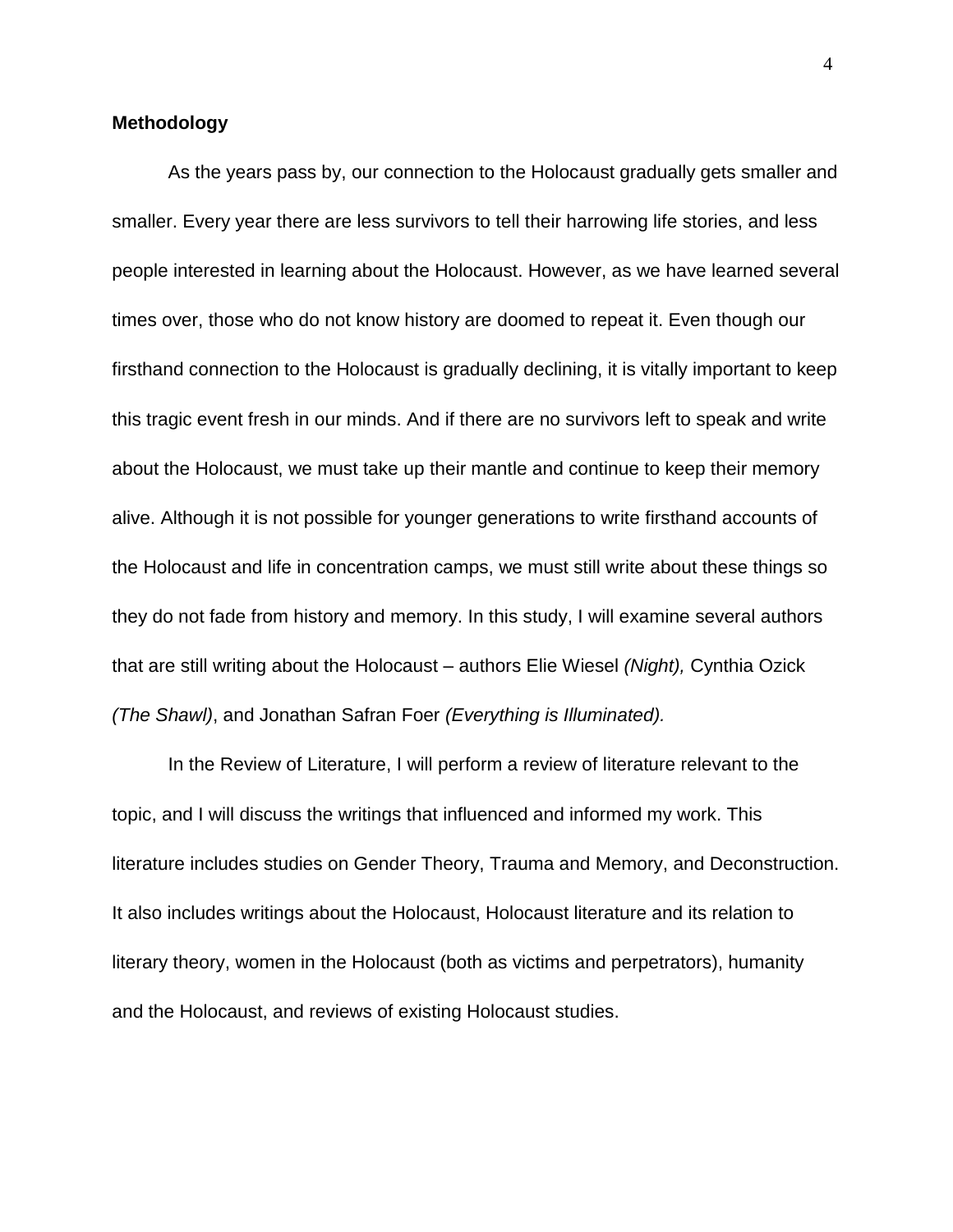**Methodology**

As the years pass by, our connection to the Holocaust gradually gets smaller and smaller. Every year there are less survivors to tell their harrowing life stories, and less people interested in learning about the Holocaust. However, as we have learned several times over, those who do not know history are doomed to repeat it. Even though our firsthand connection to the Holocaust is gradually declining, it is vitally important to keep this tragic event fresh in our minds. And if there are no survivors left to speak and write about the Holocaust, we must take up their mantle and continue to keep their memory alive. Although it is not possible for younger generations to write firsthand accounts of the Holocaust and life in concentration camps, we must still write about these things so they do not fade from history and memory. In this study, I will examine several authors that are still writing about the Holocaust – authors Elie Wiesel *(Night),* Cynthia Ozick *(The Shawl)*, and Jonathan Safran Foer *(Everything is Illuminated).*

In the Review of Literature, I will perform a review of literature relevant to the topic, and I will discuss the writings that influenced and informed my work. This literature includes studies on Gender Theory, Trauma and Memory, and Deconstruction. It also includes writings about the Holocaust, Holocaust literature and its relation to literary theory, women in the Holocaust (both as victims and perpetrators), humanity and the Holocaust, and reviews of existing Holocaust studies.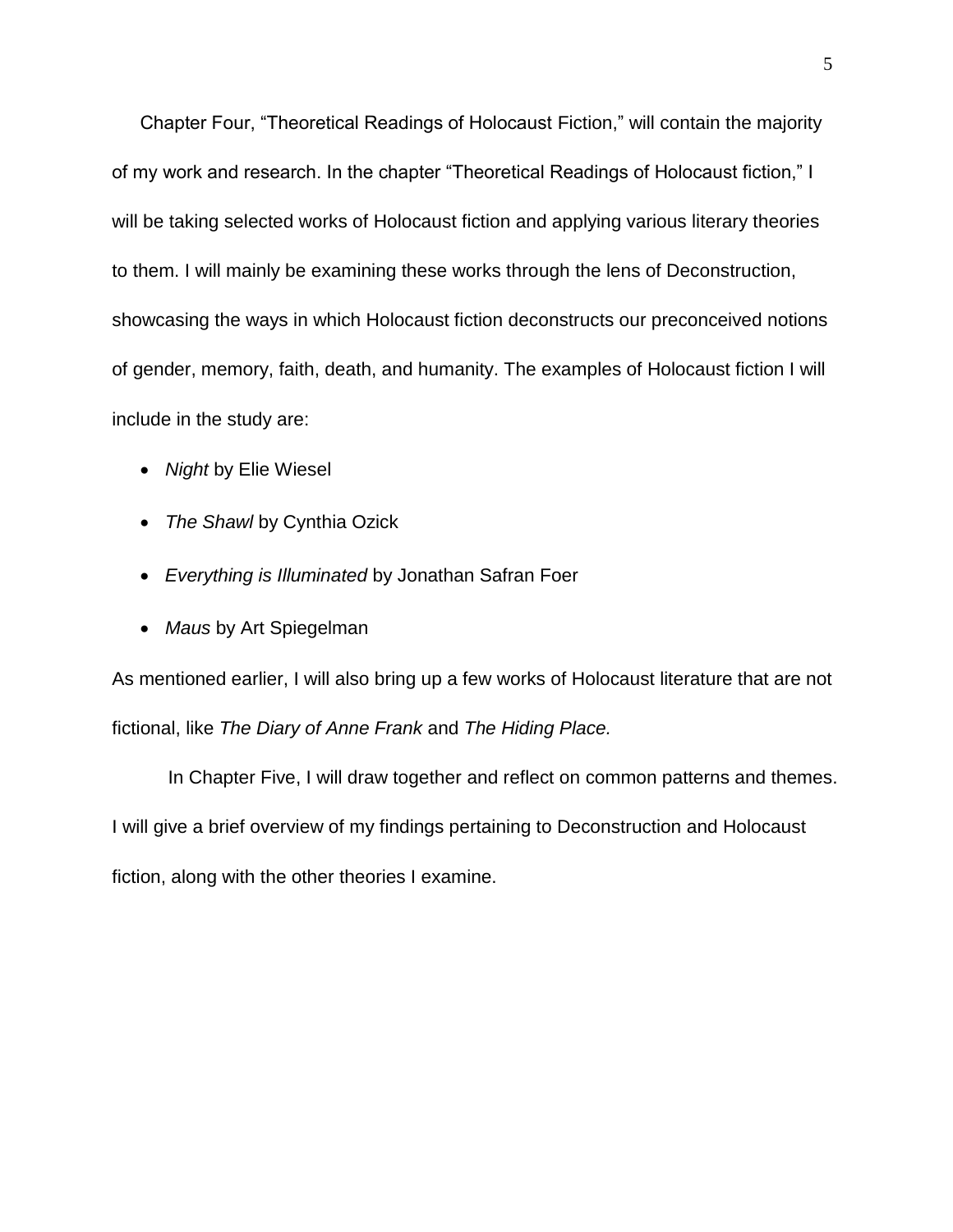Chapter Four, "Theoretical Readings of Holocaust Fiction," will contain the majority of my work and research. In the chapter "Theoretical Readings of Holocaust fiction," I will be taking selected works of Holocaust fiction and applying various literary theories to them. I will mainly be examining these works through the lens of Deconstruction, showcasing the ways in which Holocaust fiction deconstructs our preconceived notions of gender, memory, faith, death, and humanity. The examples of Holocaust fiction I will include in the study are:

- *Night* by Elie Wiesel
- *The Shawl* by Cynthia Ozick
- *Everything is Illuminated* by Jonathan Safran Foer
- *Maus* by Art Spiegelman

As mentioned earlier, I will also bring up a few works of Holocaust literature that are not fictional, like *The Diary of Anne Frank* and *The Hiding Place.*

In Chapter Five, I will draw together and reflect on common patterns and themes. I will give a brief overview of my findings pertaining to Deconstruction and Holocaust fiction, along with the other theories I examine.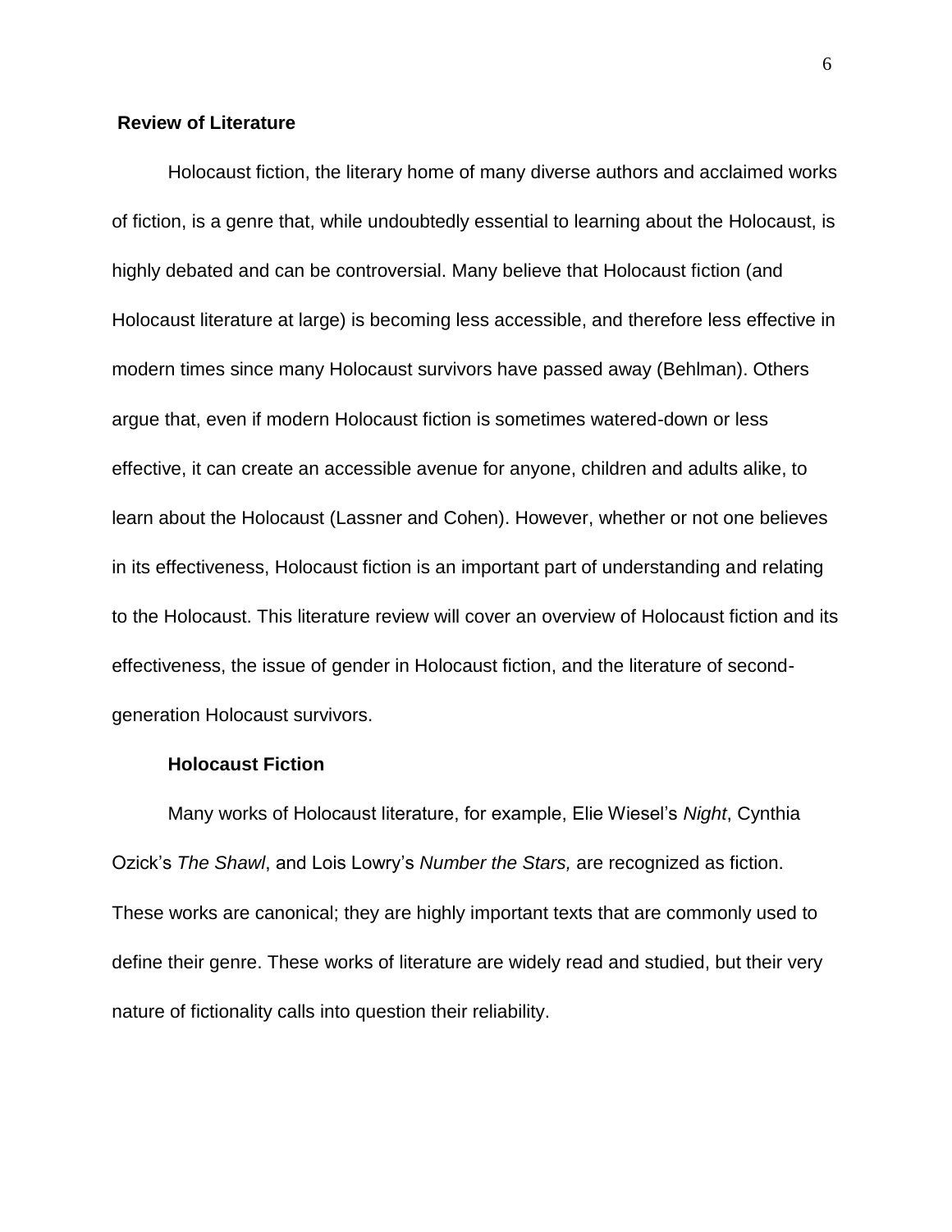## Review of Literature

Holocaust fiction, the literary home of many diverse authors and acclaimed works of fiction, is a genre that, while undoubtedly essential to learning about the Holocaust, is highly debated and can be controversial. Many believe that Holocaust fiction (and Holocaust literature at large) is becoming less accessible, and therefore less effective in modern times since many Holocaust survivors have passed away (Behlman). Others argue that, even if modern Holocaust fiction is sometimes watered-down or less effective, it can create an accessible avenue for anyone, children and adults alike, to learn about the Holocaust (Lassner and Cohen). However, whether or not one believes in its effectiveness, Holocaust fiction is an important part of understanding and relating to the Holocaust. This literature review will cover an overview of Holocaust fiction and its effectiveness, the issue of gender in Holocaust fiction, and the literature of second-generation Holocaust survivors.

### Holocaust Fiction

Many works of Holocaust literature, for example, Elie Wiesel's *Night*, Cynthia Ozick's *The Shawl*, and Lois Lowry's *Number the Stars,* are recognized as fiction. These works are canonical; they are highly important texts that are commonly used to define their genre. These works of literature are widely read and studied, but their very nature of fictionality calls into question their reliability.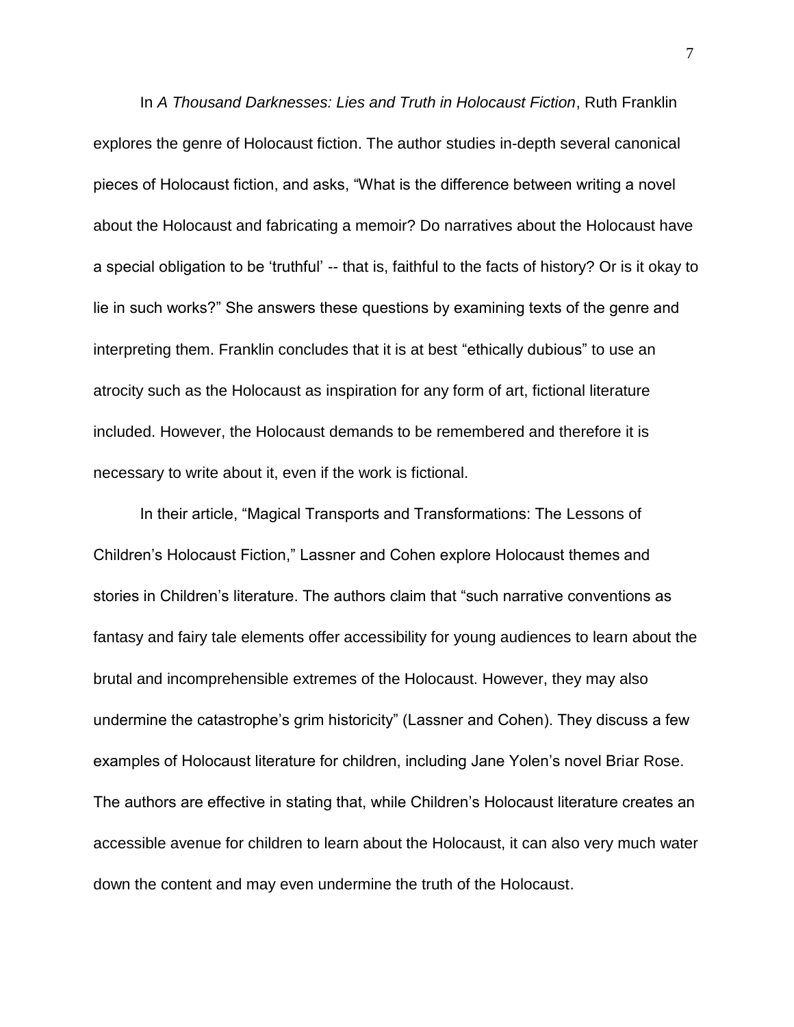In *A Thousand Darknesses: Lies and Truth in Holocaust Fiction*, Ruth Franklin explores the genre of Holocaust fiction. The author studies in-depth several canonical pieces of Holocaust fiction, and asks, "What is the difference between writing a novel about the Holocaust and fabricating a memoir? Do narratives about the Holocaust have a special obligation to be 'truthful' -- that is, faithful to the facts of history? Or is it okay to lie in such works?" She answers these questions by examining texts of the genre and interpreting them. Franklin concludes that it is at best "ethically dubious" to use an atrocity such as the Holocaust as inspiration for any form of art, fictional literature included. However, the Holocaust demands to be remembered and therefore it is necessary to write about it, even if the work is fictional.

In their article, "Magical Transports and Transformations: The Lessons of Children's Holocaust Fiction," Lassner and Cohen explore Holocaust themes and stories in Children's literature. The authors claim that "such narrative conventions as fantasy and fairy tale elements offer accessibility for young audiences to learn about the brutal and incomprehensible extremes of the Holocaust. However, they may also undermine the catastrophe's grim historicity" (Lassner and Cohen). They discuss a few examples of Holocaust literature for children, including Jane Yolen's novel Briar Rose. The authors are effective in stating that, while Children's Holocaust literature creates an accessible avenue for children to learn about the Holocaust, it can also very much water down the content and may even undermine the truth of the Holocaust.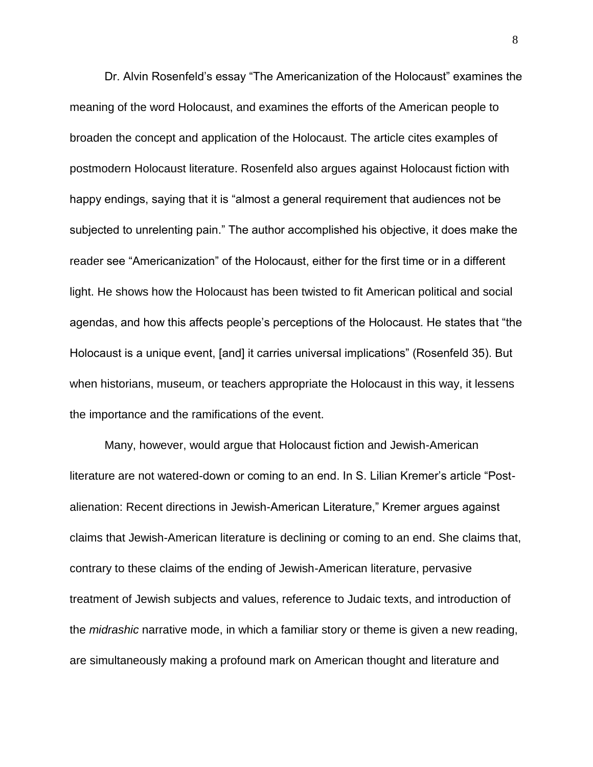Dr. Alvin Rosenfeld's essay "The Americanization of the Holocaust" examines the meaning of the word Holocaust, and examines the efforts of the American people to broaden the concept and application of the Holocaust. The article cites examples of postmodern Holocaust literature. Rosenfeld also argues against Holocaust fiction with happy endings, saying that it is "almost a general requirement that audiences not be subjected to unrelenting pain." The author accomplished his objective, it does make the reader see "Americanization" of the Holocaust, either for the first time or in a different light. He shows how the Holocaust has been twisted to fit American political and social agendas, and how this affects people's perceptions of the Holocaust. He states that "the Holocaust is a unique event, [and] it carries universal implications" (Rosenfeld 35). But when historians, museum, or teachers appropriate the Holocaust in this way, it lessens the importance and the ramifications of the event.

Many, however, would argue that Holocaust fiction and Jewish-American literature are not watered-down or coming to an end. In S. Lilian Kremer's article "Post-alienation: Recent directions in Jewish-American Literature," Kremer argues against claims that Jewish-American literature is declining or coming to an end. She claims that, contrary to these claims of the ending of Jewish-American literature, pervasive treatment of Jewish subjects and values, reference to Judaic texts, and introduction of the *midrashic* narrative mode, in which a familiar story or theme is given a new reading, are simultaneously making a profound mark on American thought and literature and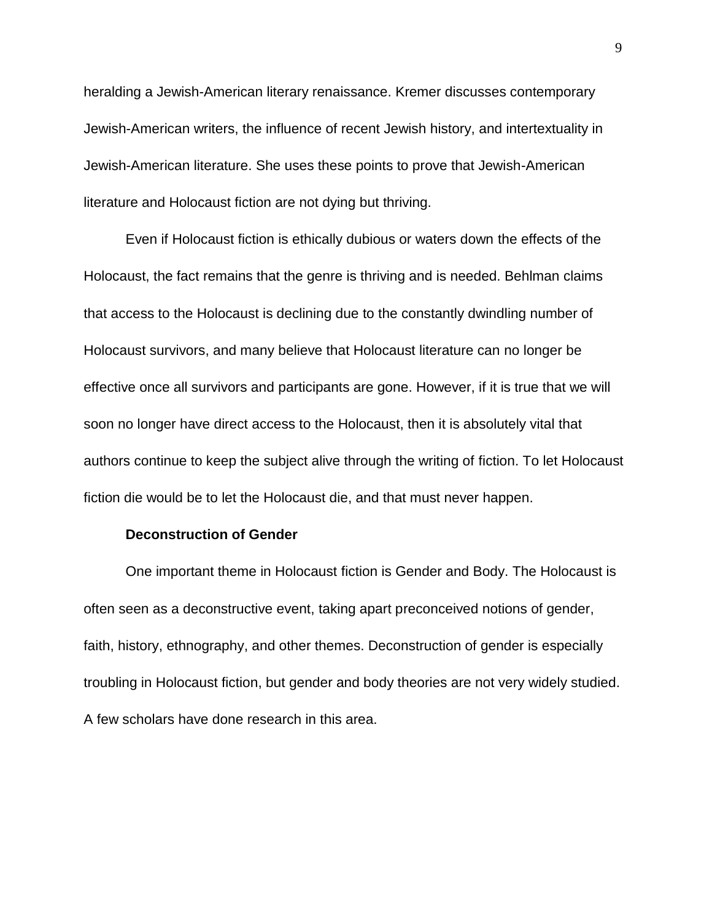heralding a Jewish-American literary renaissance. Kremer discusses contemporary Jewish-American writers, the influence of recent Jewish history, and intertextuality in Jewish-American literature. She uses these points to prove that Jewish-American literature and Holocaust fiction are not dying but thriving.

Even if Holocaust fiction is ethically dubious or waters down the effects of the Holocaust, the fact remains that the genre is thriving and is needed. Behlman claims that access to the Holocaust is declining due to the constantly dwindling number of Holocaust survivors, and many believe that Holocaust literature can no longer be effective once all survivors and participants are gone. However, if it is true that we will soon no longer have direct access to the Holocaust, then it is absolutely vital that authors continue to keep the subject alive through the writing of fiction. To let Holocaust fiction die would be to let the Holocaust die, and that must never happen.

**Deconstruction of Gender**

One important theme in Holocaust fiction is Gender and Body. The Holocaust is often seen as a deconstructive event, taking apart preconceived notions of gender, faith, history, ethnography, and other themes. Deconstruction of gender is especially troubling in Holocaust fiction, but gender and body theories are not very widely studied. A few scholars have done research in this area.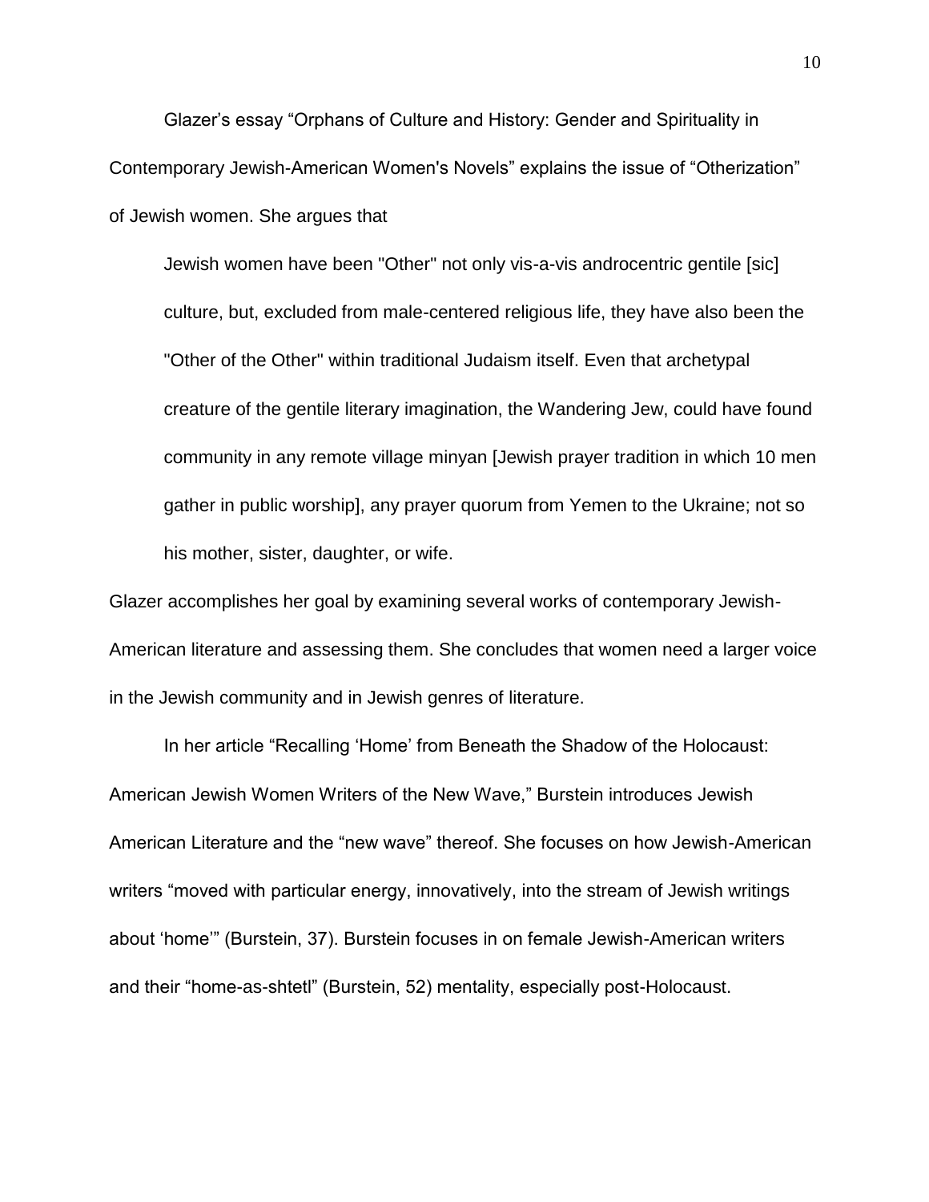Glazer's essay "Orphans of Culture and History: Gender and Spirituality in Contemporary Jewish-American Women's Novels" explains the issue of "Otherization" of Jewish women. She argues that

> Jewish women have been "Other" not only vis-a-vis androcentric gentile [sic] culture, but, excluded from male-centered religious life, they have also been the "Other of the Other" within traditional Judaism itself. Even that archetypal creature of the gentile literary imagination, the Wandering Jew, could have found community in any remote village minyan [Jewish prayer tradition in which 10 men gather in public worship], any prayer quorum from Yemen to the Ukraine; not so his mother, sister, daughter, or wife.

Glazer accomplishes her goal by examining several works of contemporary Jewish-American literature and assessing them. She concludes that women need a larger voice in the Jewish community and in Jewish genres of literature.

In her article "Recalling 'Home' from Beneath the Shadow of the Holocaust: American Jewish Women Writers of the New Wave," Burstein introduces Jewish American Literature and the "new wave" thereof. She focuses on how Jewish-American writers "moved with particular energy, innovatively, into the stream of Jewish writings about 'home'" (Burstein, 37). Burstein focuses in on female Jewish-American writers and their "home-as-shtetl" (Burstein, 52) mentality, especially post-Holocaust.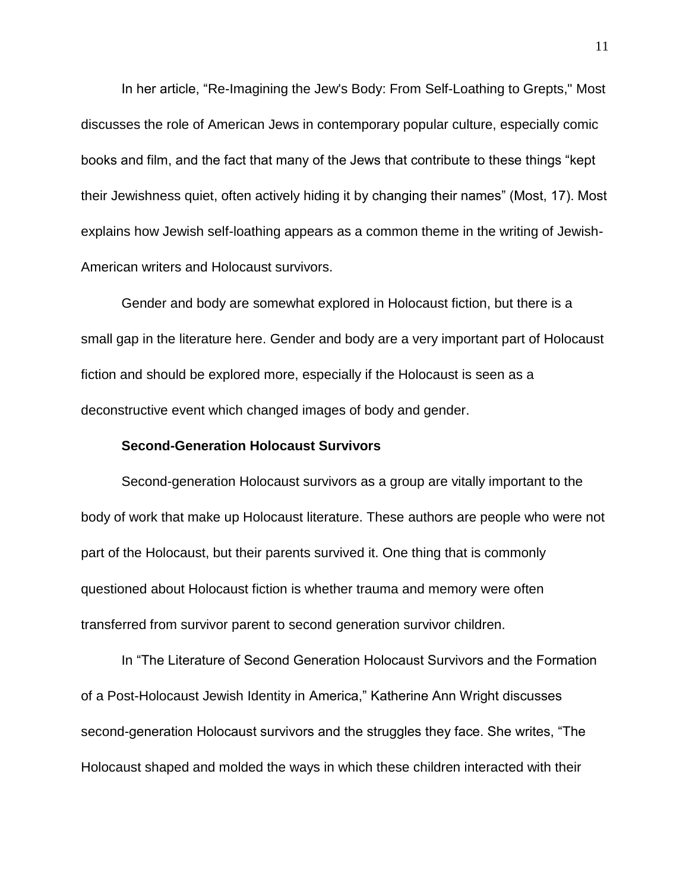In her article, “Re-Imagining the Jew's Body: From Self-Loathing to Grepts," Most discusses the role of American Jews in contemporary popular culture, especially comic books and film, and the fact that many of the Jews that contribute to these things “kept their Jewishness quiet, often actively hiding it by changing their names” (Most, 17). Most explains how Jewish self-loathing appears as a common theme in the writing of Jewish-American writers and Holocaust survivors.

Gender and body are somewhat explored in Holocaust fiction, but there is a small gap in the literature here. Gender and body are a very important part of Holocaust fiction and should be explored more, especially if the Holocaust is seen as a deconstructive event which changed images of body and gender.

### Second-Generation Holocaust Survivors

Second-generation Holocaust survivors as a group are vitally important to the body of work that make up Holocaust literature. These authors are people who were not part of the Holocaust, but their parents survived it. One thing that is commonly questioned about Holocaust fiction is whether trauma and memory were often transferred from survivor parent to second generation survivor children.

In “The Literature of Second Generation Holocaust Survivors and the Formation of a Post-Holocaust Jewish Identity in America,” Katherine Ann Wright discusses second-generation Holocaust survivors and the struggles they face. She writes, “The Holocaust shaped and molded the ways in which these children interacted with their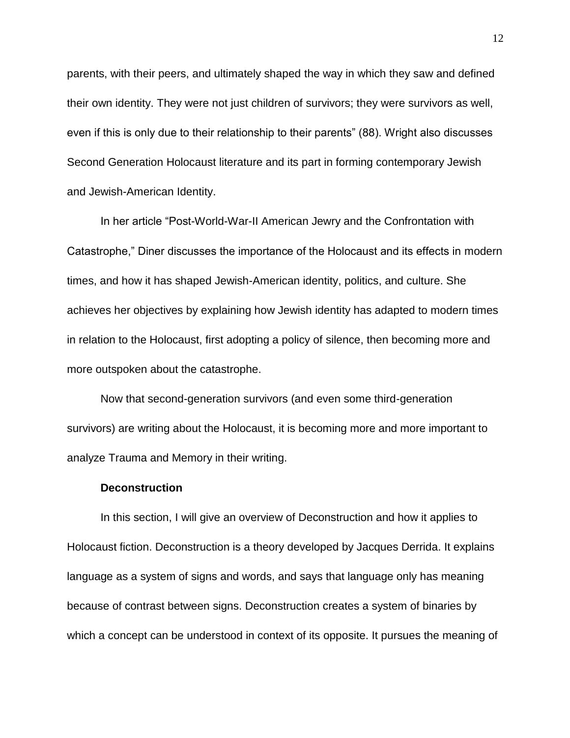parents, with their peers, and ultimately shaped the way in which they saw and defined their own identity. They were not just children of survivors; they were survivors as well, even if this is only due to their relationship to their parents" (88). Wright also discusses Second Generation Holocaust literature and its part in forming contemporary Jewish and Jewish-American Identity.

In her article "Post-World-War-II American Jewry and the Confrontation with Catastrophe," Diner discusses the importance of the Holocaust and its effects in modern times, and how it has shaped Jewish-American identity, politics, and culture. She achieves her objectives by explaining how Jewish identity has adapted to modern times in relation to the Holocaust, first adopting a policy of silence, then becoming more and more outspoken about the catastrophe.

Now that second-generation survivors (and even some third-generation survivors) are writing about the Holocaust, it is becoming more and more important to analyze Trauma and Memory in their writing.

### Deconstruction

In this section, I will give an overview of Deconstruction and how it applies to Holocaust fiction. Deconstruction is a theory developed by Jacques Derrida. It explains language as a system of signs and words, and says that language only has meaning because of contrast between signs. Deconstruction creates a system of binaries by which a concept can be understood in context of its opposite. It pursues the meaning of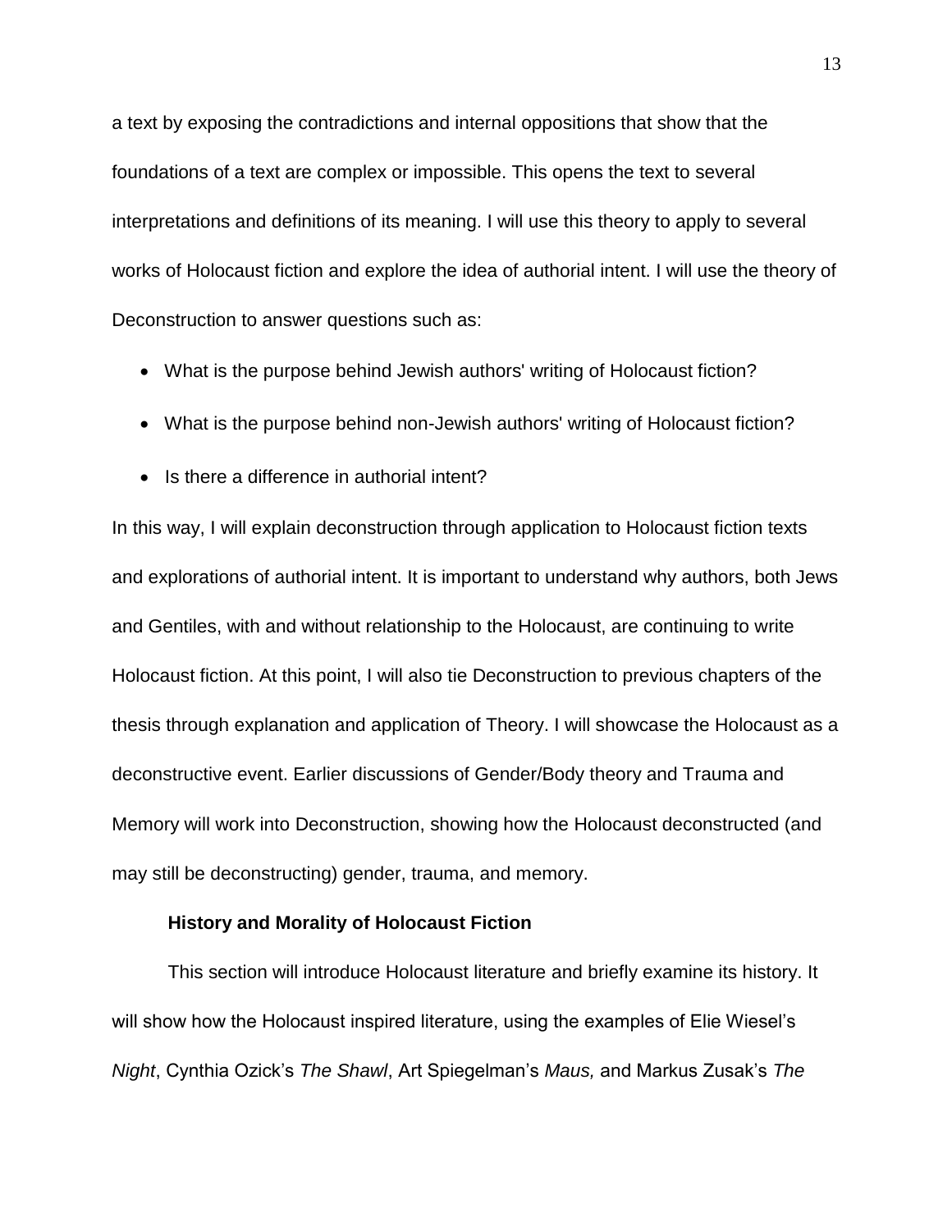a text by exposing the contradictions and internal oppositions that show that the foundations of a text are complex or impossible. This opens the text to several interpretations and definitions of its meaning. I will use this theory to apply to several works of Holocaust fiction and explore the idea of authorial intent. I will use the theory of Deconstruction to answer questions such as:

- What is the purpose behind Jewish authors' writing of Holocaust fiction?
- What is the purpose behind non-Jewish authors' writing of Holocaust fiction?
- Is there a difference in authorial intent?

In this way, I will explain deconstruction through application to Holocaust fiction texts and explorations of authorial intent. It is important to understand why authors, both Jews and Gentiles, with and without relationship to the Holocaust, are continuing to write Holocaust fiction. At this point, I will also tie Deconstruction to previous chapters of the thesis through explanation and application of Theory. I will showcase the Holocaust as a deconstructive event. Earlier discussions of Gender/Body theory and Trauma and Memory will work into Deconstruction, showing how the Holocaust deconstructed (and may still be deconstructing) gender, trauma, and memory.

### History and Morality of Holocaust Fiction

This section will introduce Holocaust literature and briefly examine its history. It will show how the Holocaust inspired literature, using the examples of Elie Wiesel's *Night*, Cynthia Ozick's *The Shawl*, Art Spiegelman's *Maus,* and Markus Zusak's *The*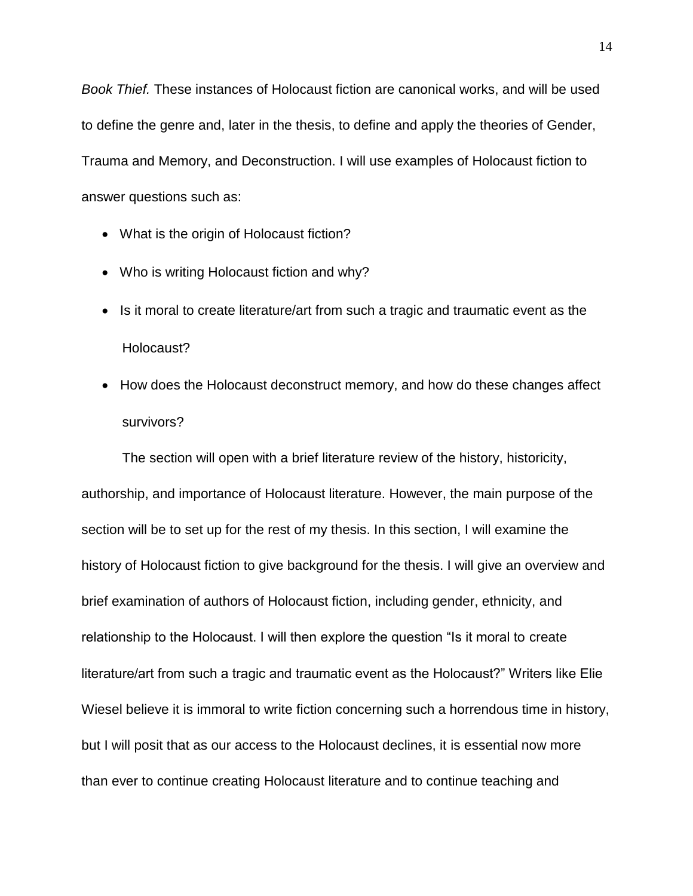*Book Thief.* These instances of Holocaust fiction are canonical works, and will be used to define the genre and, later in the thesis, to define and apply the theories of Gender, Trauma and Memory, and Deconstruction. I will use examples of Holocaust fiction to answer questions such as:

- What is the origin of Holocaust fiction?
- Who is writing Holocaust fiction and why?
- Is it moral to create literature/art from such a tragic and traumatic event as the Holocaust?
- How does the Holocaust deconstruct memory, and how do these changes affect survivors?

The section will open with a brief literature review of the history, historicity, authorship, and importance of Holocaust literature. However, the main purpose of the section will be to set up for the rest of my thesis. In this section, I will examine the history of Holocaust fiction to give background for the thesis. I will give an overview and brief examination of authors of Holocaust fiction, including gender, ethnicity, and relationship to the Holocaust. I will then explore the question "Is it moral to create literature/art from such a tragic and traumatic event as the Holocaust?" Writers like Elie Wiesel believe it is immoral to write fiction concerning such a horrendous time in history, but I will posit that as our access to the Holocaust declines, it is essential now more than ever to continue creating Holocaust literature and to continue teaching and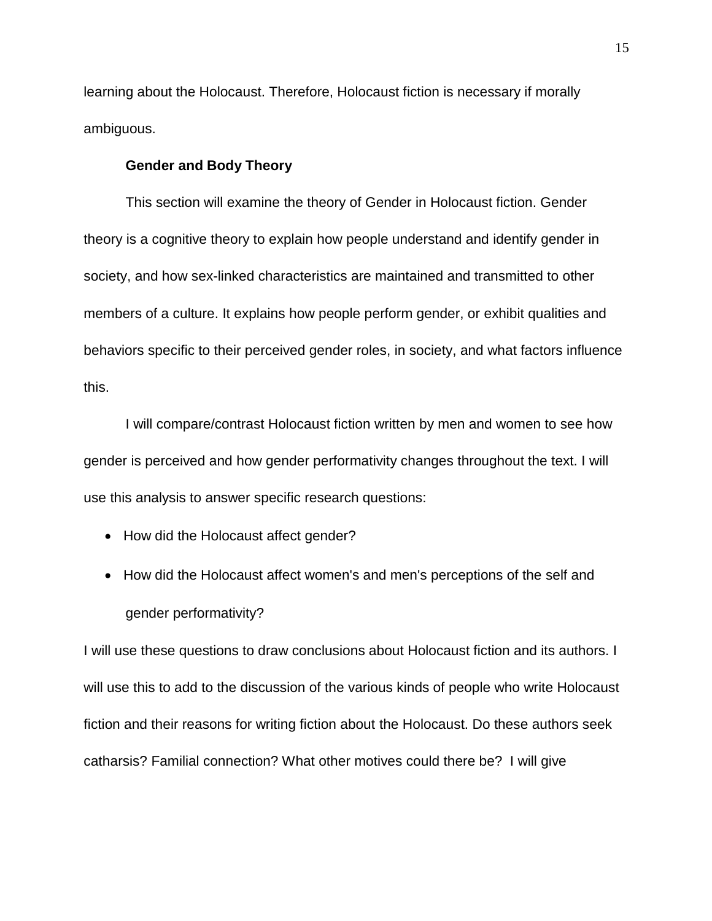learning about the Holocaust. Therefore, Holocaust fiction is necessary if morally ambiguous.

### Gender and Body Theory

This section will examine the theory of Gender in Holocaust fiction. Gender theory is a cognitive theory to explain how people understand and identify gender in society, and how sex-linked characteristics are maintained and transmitted to other members of a culture. It explains how people perform gender, or exhibit qualities and behaviors specific to their perceived gender roles, in society, and what factors influence this.

I will compare/contrast Holocaust fiction written by men and women to see how gender is perceived and how gender performativity changes throughout the text. I will use this analysis to answer specific research questions:

- How did the Holocaust affect gender?
- How did the Holocaust affect women's and men's perceptions of the self and gender performativity?

I will use these questions to draw conclusions about Holocaust fiction and its authors. I will use this to add to the discussion of the various kinds of people who write Holocaust fiction and their reasons for writing fiction about the Holocaust. Do these authors seek catharsis? Familial connection? What other motives could there be? I will give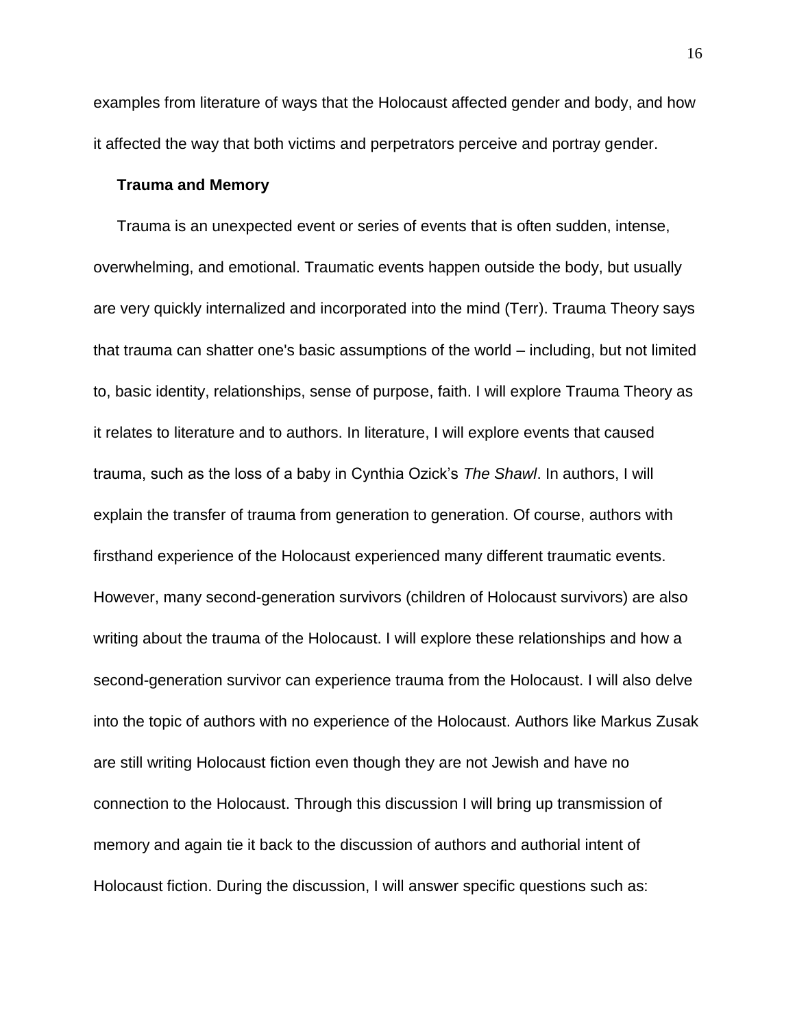examples from literature of ways that the Holocaust affected gender and body, and how it affected the way that both victims and perpetrators perceive and portray gender.

### Trauma and Memory

Trauma is an unexpected event or series of events that is often sudden, intense, overwhelming, and emotional. Traumatic events happen outside the body, but usually are very quickly internalized and incorporated into the mind (Terr). Trauma Theory says that trauma can shatter one's basic assumptions of the world – including, but not limited to, basic identity, relationships, sense of purpose, faith. I will explore Trauma Theory as it relates to literature and to authors. In literature, I will explore events that caused trauma, such as the loss of a baby in Cynthia Ozick's *The Shawl*. In authors, I will explain the transfer of trauma from generation to generation. Of course, authors with firsthand experience of the Holocaust experienced many different traumatic events. However, many second-generation survivors (children of Holocaust survivors) are also writing about the trauma of the Holocaust. I will explore these relationships and how a second-generation survivor can experience trauma from the Holocaust. I will also delve into the topic of authors with no experience of the Holocaust. Authors like Markus Zusak are still writing Holocaust fiction even though they are not Jewish and have no connection to the Holocaust. Through this discussion I will bring up transmission of memory and again tie it back to the discussion of authors and authorial intent of Holocaust fiction. During the discussion, I will answer specific questions such as: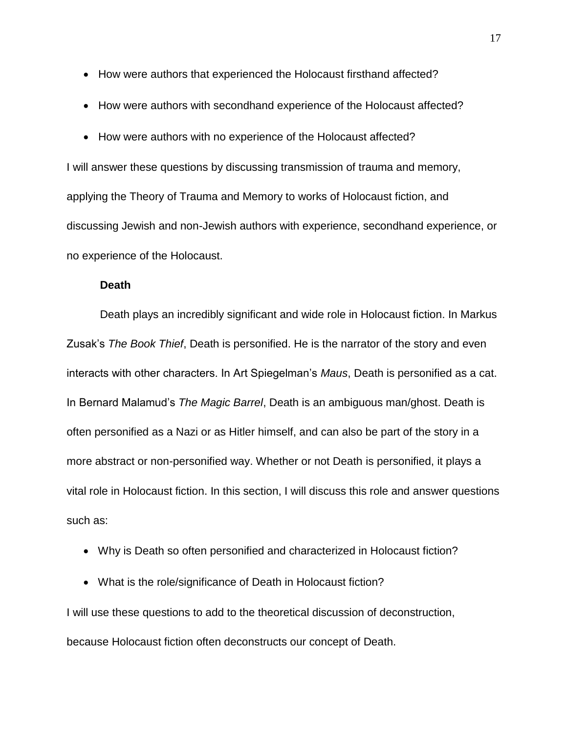- How were authors that experienced the Holocaust firsthand affected?
- How were authors with secondhand experience of the Holocaust affected?
- How were authors with no experience of the Holocaust affected?

I will answer these questions by discussing transmission of trauma and memory, applying the Theory of Trauma and Memory to works of Holocaust fiction, and discussing Jewish and non-Jewish authors with experience, secondhand experience, or no experience of the Holocaust.

**Death**

Death plays an incredibly significant and wide role in Holocaust fiction. In Markus Zusak's *The Book Thief*, Death is personified. He is the narrator of the story and even interacts with other characters. In Art Spiegelman's *Maus*, Death is personified as a cat. In Bernard Malamud's *The Magic Barrel*, Death is an ambiguous man/ghost. Death is often personified as a Nazi or as Hitler himself, and can also be part of the story in a more abstract or non-personified way. Whether or not Death is personified, it plays a vital role in Holocaust fiction. In this section, I will discuss this role and answer questions such as:

- Why is Death so often personified and characterized in Holocaust fiction?
- What is the role/significance of Death in Holocaust fiction?

I will use these questions to add to the theoretical discussion of deconstruction, because Holocaust fiction often deconstructs our concept of Death.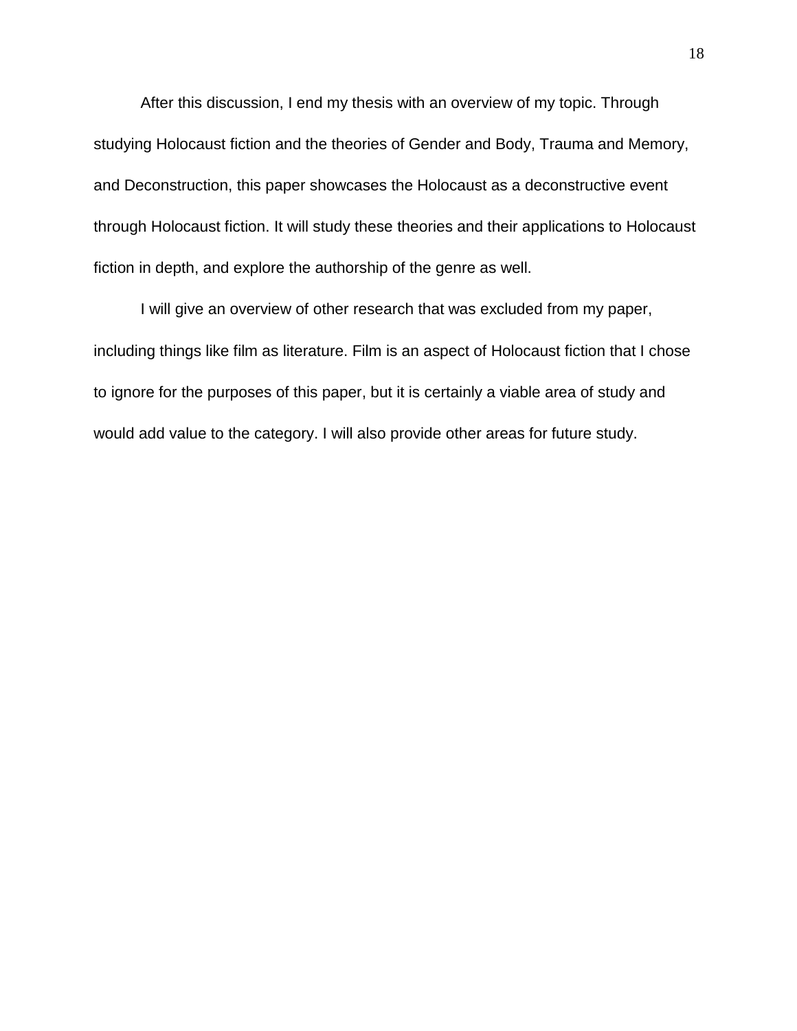After this discussion, I end my thesis with an overview of my topic. Through studying Holocaust fiction and the theories of Gender and Body, Trauma and Memory, and Deconstruction, this paper showcases the Holocaust as a deconstructive event through Holocaust fiction. It will study these theories and their applications to Holocaust fiction in depth, and explore the authorship of the genre as well.

I will give an overview of other research that was excluded from my paper, including things like film as literature. Film is an aspect of Holocaust fiction that I chose to ignore for the purposes of this paper, but it is certainly a viable area of study and would add value to the category. I will also provide other areas for future study.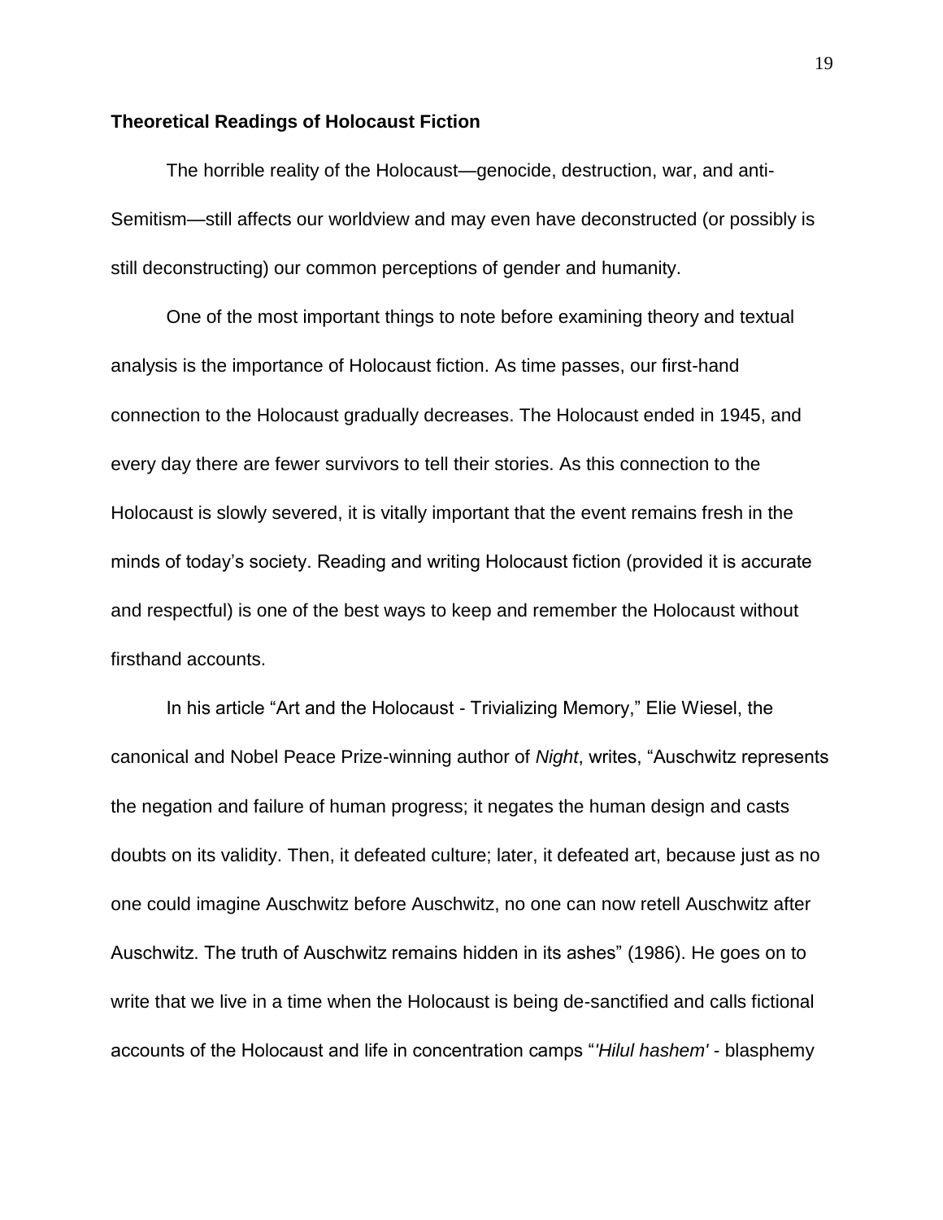**Theoretical Readings of Holocaust Fiction**

The horrible reality of the Holocaust—genocide, destruction, war, and anti-Semitism—still affects our worldview and may even have deconstructed (or possibly is still deconstructing) our common perceptions of gender and humanity.

One of the most important things to note before examining theory and textual analysis is the importance of Holocaust fiction. As time passes, our first-hand connection to the Holocaust gradually decreases. The Holocaust ended in 1945, and every day there are fewer survivors to tell their stories. As this connection to the Holocaust is slowly severed, it is vitally important that the event remains fresh in the minds of today's society. Reading and writing Holocaust fiction (provided it is accurate and respectful) is one of the best ways to keep and remember the Holocaust without firsthand accounts.

In his article "Art and the Holocaust - Trivializing Memory," Elie Wiesel, the canonical and Nobel Peace Prize-winning author of *Night*, writes, "Auschwitz represents the negation and failure of human progress; it negates the human design and casts doubts on its validity. Then, it defeated culture; later, it defeated art, because just as no one could imagine Auschwitz before Auschwitz, no one can now retell Auschwitz after Auschwitz. The truth of Auschwitz remains hidden in its ashes" (1986). He goes on to write that we live in a time when the Holocaust is being de-sanctified and calls fictional accounts of the Holocaust and life in concentration camps "*'Hilul hashem'* - blasphemy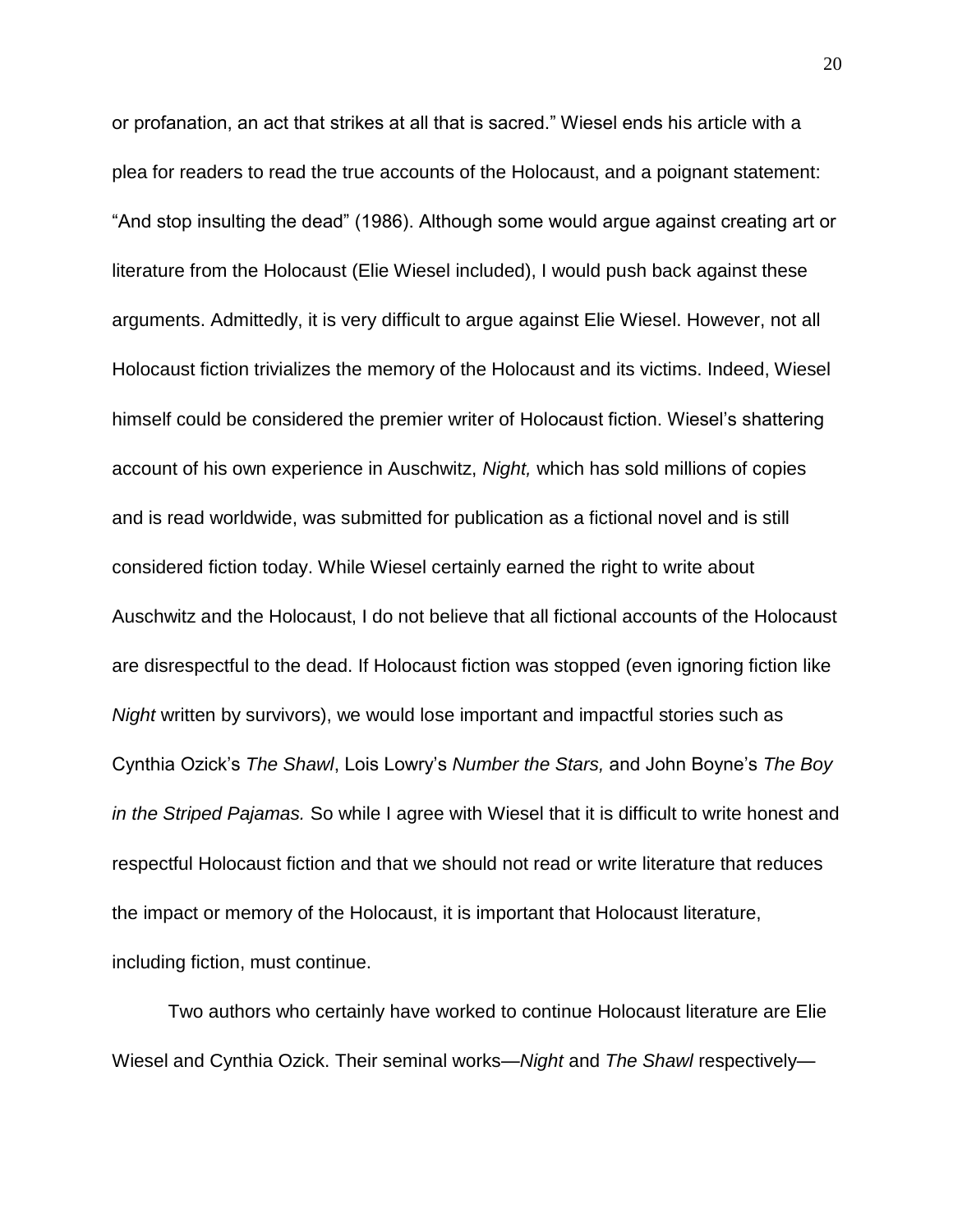or profanation, an act that strikes at all that is sacred." Wiesel ends his article with a plea for readers to read the true accounts of the Holocaust, and a poignant statement: "And stop insulting the dead" (1986). Although some would argue against creating art or literature from the Holocaust (Elie Wiesel included), I would push back against these arguments. Admittedly, it is very difficult to argue against Elie Wiesel. However, not all Holocaust fiction trivializes the memory of the Holocaust and its victims. Indeed, Wiesel himself could be considered the premier writer of Holocaust fiction. Wiesel's shattering account of his own experience in Auschwitz, *Night,* which has sold millions of copies and is read worldwide, was submitted for publication as a fictional novel and is still considered fiction today. While Wiesel certainly earned the right to write about Auschwitz and the Holocaust, I do not believe that all fictional accounts of the Holocaust are disrespectful to the dead. If Holocaust fiction was stopped (even ignoring fiction like *Night* written by survivors), we would lose important and impactful stories such as Cynthia Ozick's *The Shawl*, Lois Lowry's *Number the Stars,* and John Boyne's *The Boy in the Striped Pajamas.* So while I agree with Wiesel that it is difficult to write honest and respectful Holocaust fiction and that we should not read or write literature that reduces the impact or memory of the Holocaust, it is important that Holocaust literature, including fiction, must continue.

Two authors who certainly have worked to continue Holocaust literature are Elie Wiesel and Cynthia Ozick. Their seminal works—*Night* and *The Shawl* respectively—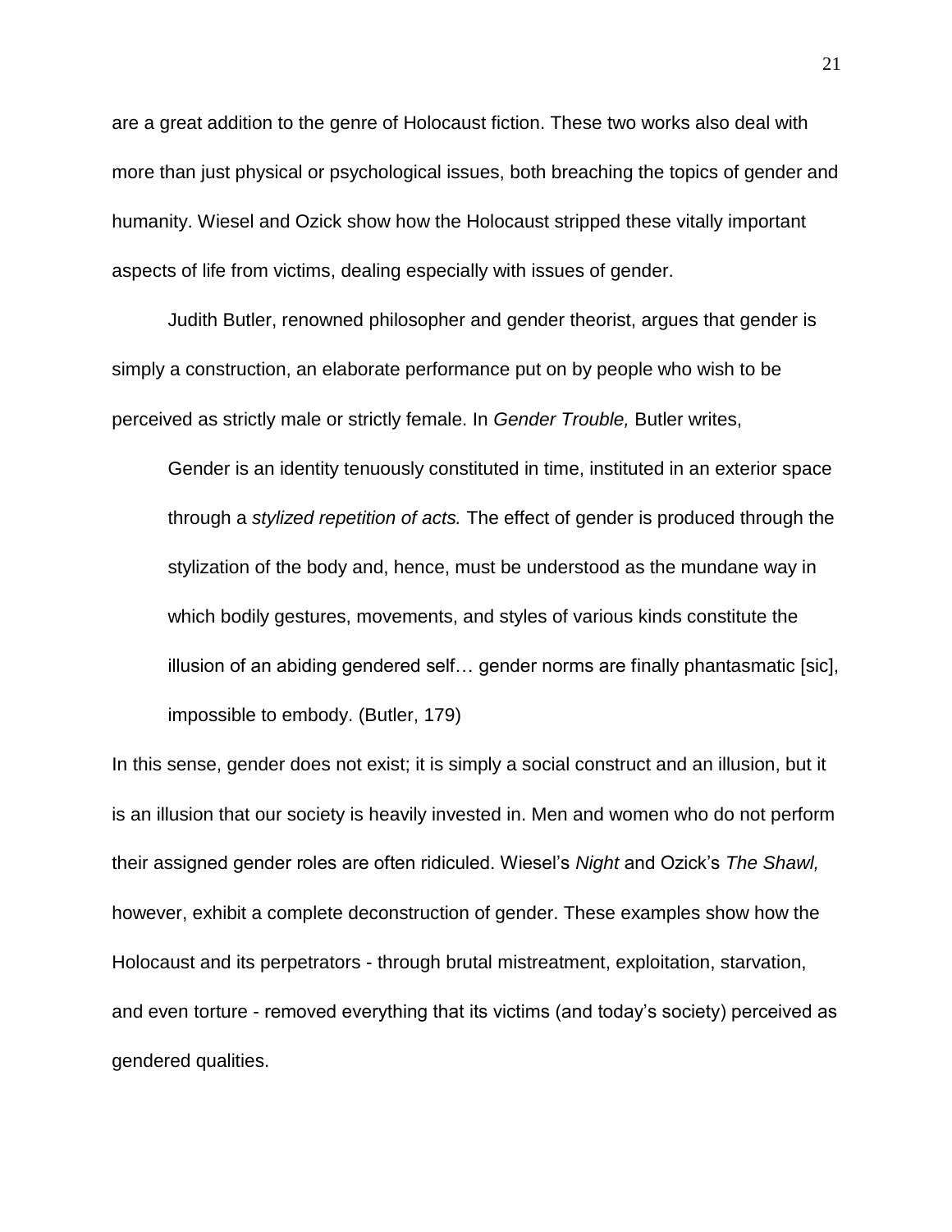are a great addition to the genre of Holocaust fiction. These two works also deal with more than just physical or psychological issues, both breaching the topics of gender and humanity. Wiesel and Ozick show how the Holocaust stripped these vitally important aspects of life from victims, dealing especially with issues of gender.

Judith Butler, renowned philosopher and gender theorist, argues that gender is simply a construction, an elaborate performance put on by people who wish to be perceived as strictly male or strictly female. In *Gender Trouble,* Butler writes,

> Gender is an identity tenuously constituted in time, instituted in an exterior space through a *stylized repetition of acts.* The effect of gender is produced through the stylization of the body and, hence, must be understood as the mundane way in which bodily gestures, movements, and styles of various kinds constitute the illusion of an abiding gendered self… gender norms are finally phantasmatic [sic], impossible to embody. (Butler, 179)

In this sense, gender does not exist; it is simply a social construct and an illusion, but it is an illusion that our society is heavily invested in. Men and women who do not perform their assigned gender roles are often ridiculed. Wiesel's *Night* and Ozick's *The Shawl,* however, exhibit a complete deconstruction of gender. These examples show how the Holocaust and its perpetrators - through brutal mistreatment, exploitation, starvation, and even torture - removed everything that its victims (and today's society) perceived as gendered qualities.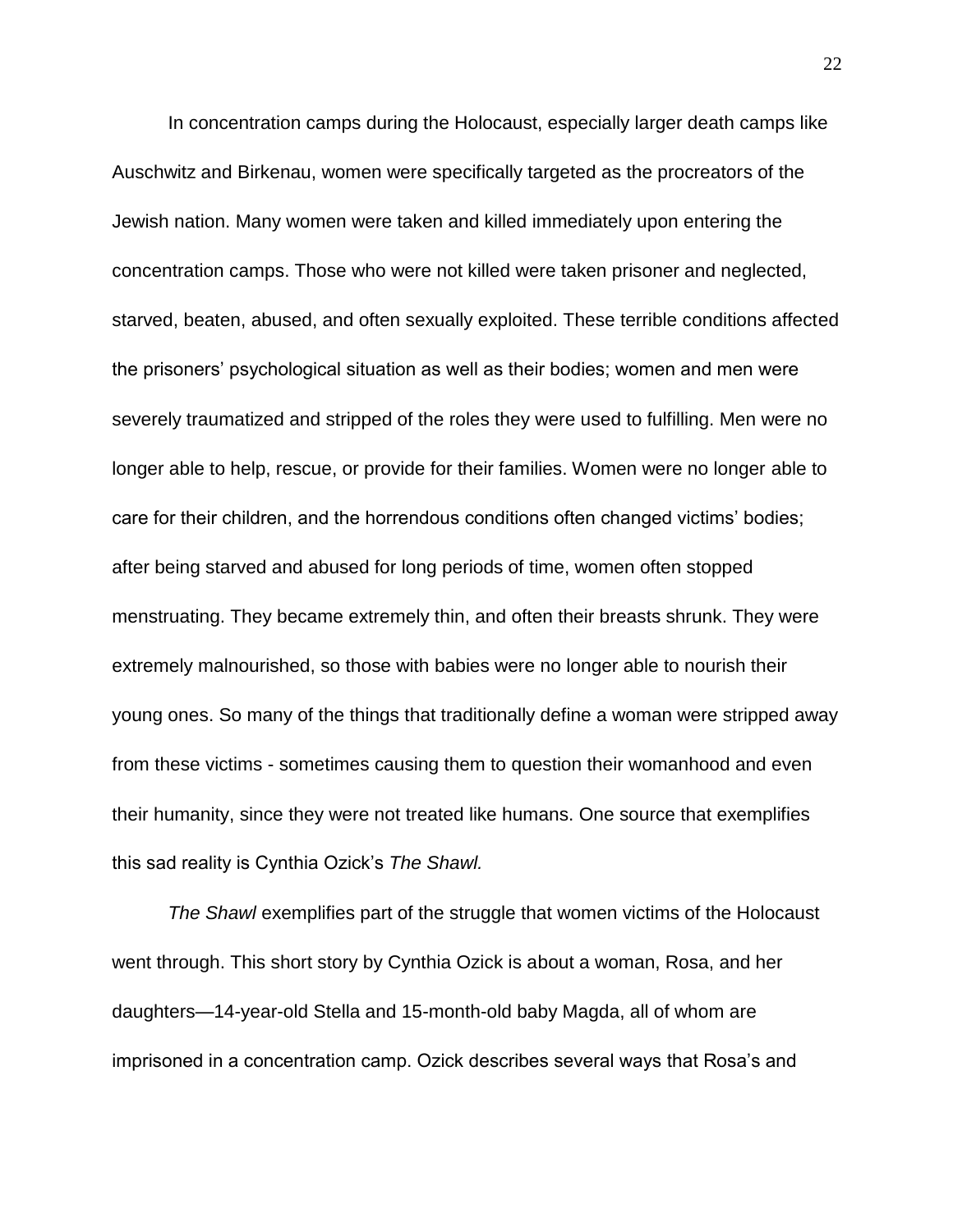In concentration camps during the Holocaust, especially larger death camps like Auschwitz and Birkenau, women were specifically targeted as the procreators of the Jewish nation. Many women were taken and killed immediately upon entering the concentration camps. Those who were not killed were taken prisoner and neglected, starved, beaten, abused, and often sexually exploited. These terrible conditions affected the prisoners' psychological situation as well as their bodies; women and men were severely traumatized and stripped of the roles they were used to fulfilling. Men were no longer able to help, rescue, or provide for their families. Women were no longer able to care for their children, and the horrendous conditions often changed victims' bodies; after being starved and abused for long periods of time, women often stopped menstruating. They became extremely thin, and often their breasts shrunk. They were extremely malnourished, so those with babies were no longer able to nourish their young ones. So many of the things that traditionally define a woman were stripped away from these victims - sometimes causing them to question their womanhood and even their humanity, since they were not treated like humans. One source that exemplifies this sad reality is Cynthia Ozick's *The Shawl.*

*The Shawl* exemplifies part of the struggle that women victims of the Holocaust went through. This short story by Cynthia Ozick is about a woman, Rosa, and her daughters—14-year-old Stella and 15-month-old baby Magda, all of whom are imprisoned in a concentration camp. Ozick describes several ways that Rosa's and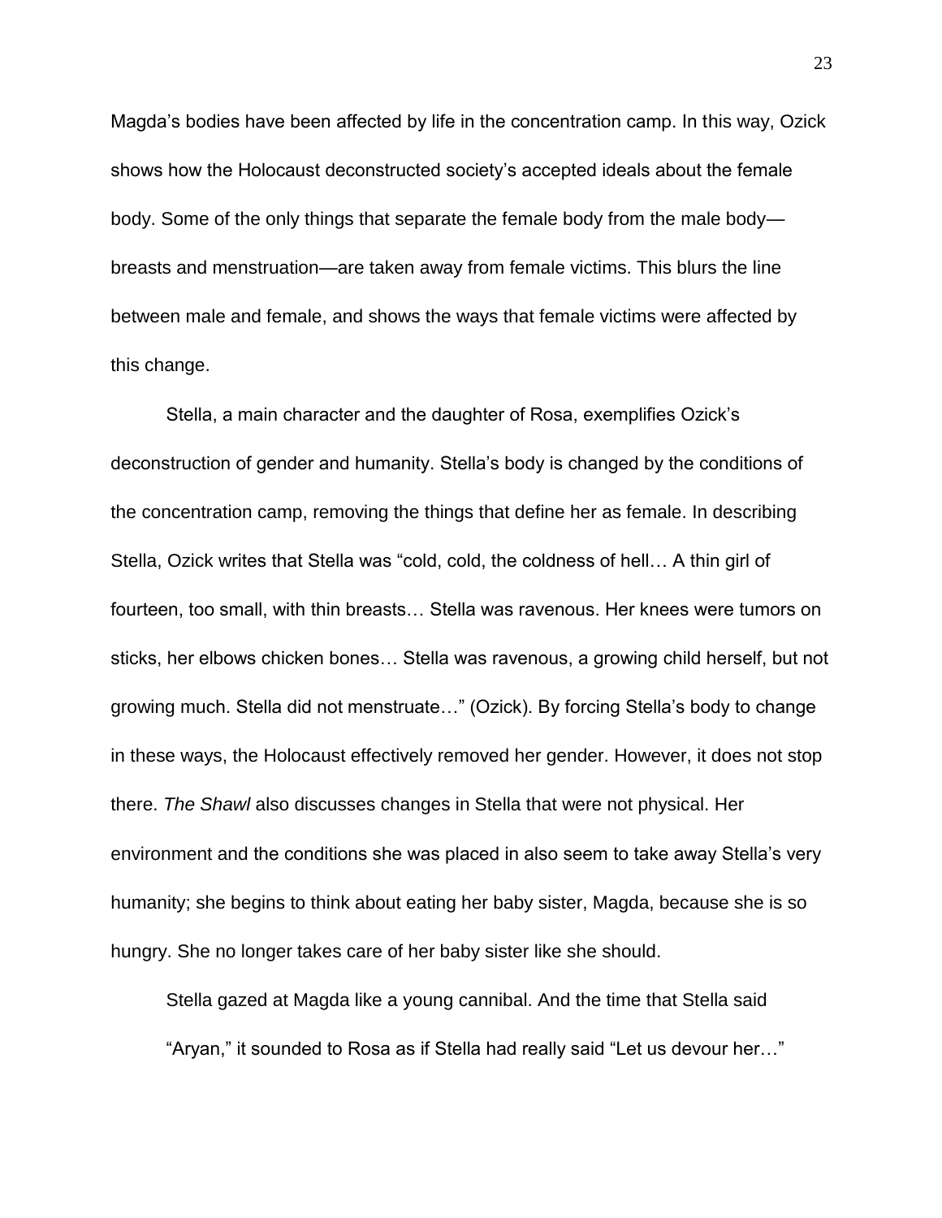Magda's bodies have been affected by life in the concentration camp. In this way, Ozick shows how the Holocaust deconstructed society's accepted ideals about the female body. Some of the only things that separate the female body from the male body—breasts and menstruation—are taken away from female victims. This blurs the line between male and female, and shows the ways that female victims were affected by this change.

Stella, a main character and the daughter of Rosa, exemplifies Ozick's deconstruction of gender and humanity. Stella's body is changed by the conditions of the concentration camp, removing the things that define her as female. In describing Stella, Ozick writes that Stella was "cold, cold, the coldness of hell… A thin girl of fourteen, too small, with thin breasts… Stella was ravenous. Her knees were tumors on sticks, her elbows chicken bones… Stella was ravenous, a growing child herself, but not growing much. Stella did not menstruate…" (Ozick). By forcing Stella's body to change in these ways, the Holocaust effectively removed her gender. However, it does not stop there. *The Shawl* also discusses changes in Stella that were not physical. Her environment and the conditions she was placed in also seem to take away Stella's very humanity; she begins to think about eating her baby sister, Magda, because she is so hungry. She no longer takes care of her baby sister like she should.

> Stella gazed at Magda like a young cannibal. And the time that Stella said "Aryan," it sounded to Rosa as if Stella had really said "Let us devour her…"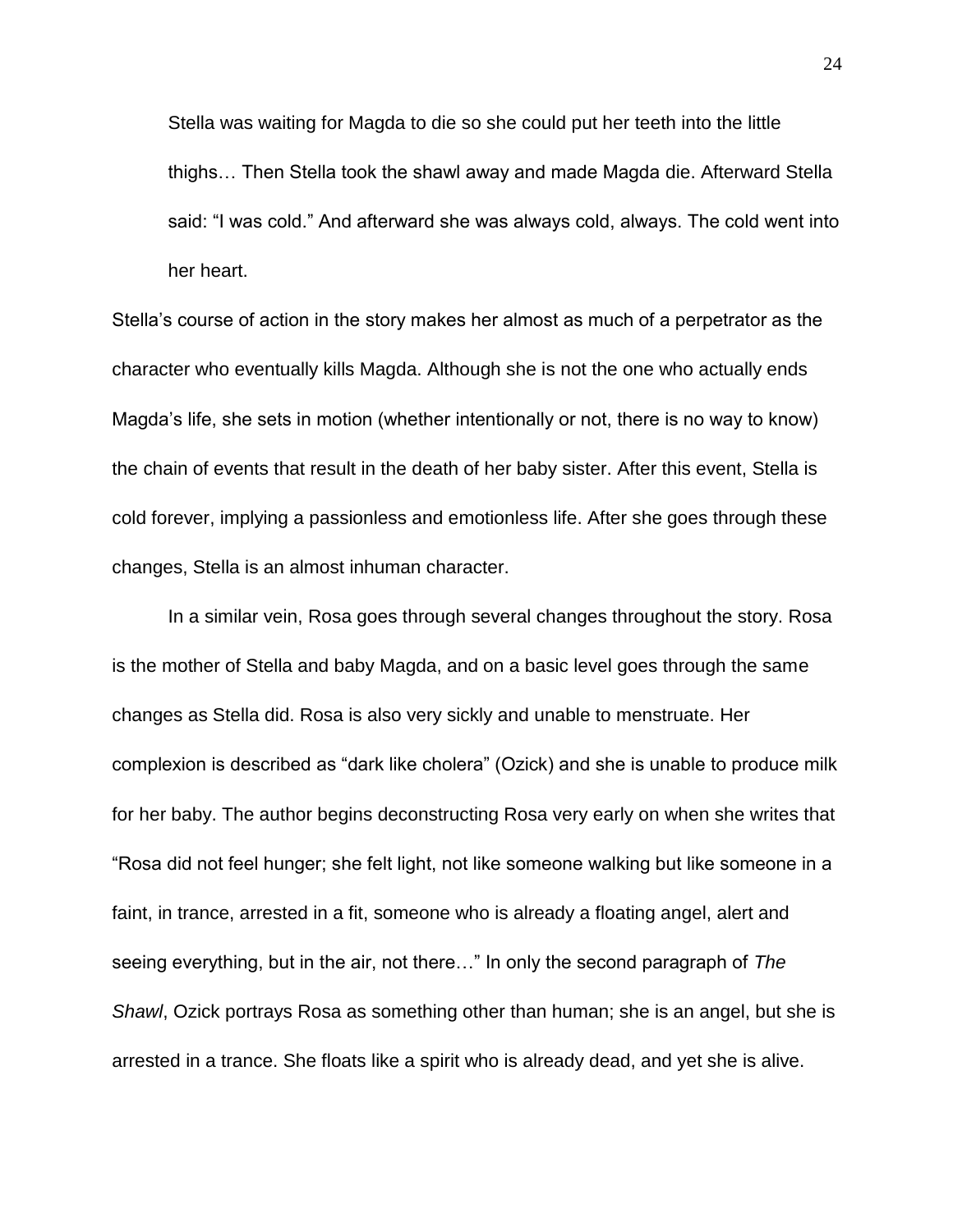> Stella was waiting for Magda to die so she could put her teeth into the little thighs… Then Stella took the shawl away and made Magda die. Afterward Stella said: "I was cold." And afterward she was always cold, always. The cold went into her heart.

Stella's course of action in the story makes her almost as much of a perpetrator as the character who eventually kills Magda. Although she is not the one who actually ends Magda's life, she sets in motion (whether intentionally or not, there is no way to know) the chain of events that result in the death of her baby sister. After this event, Stella is cold forever, implying a passionless and emotionless life. After she goes through these changes, Stella is an almost inhuman character.

In a similar vein, Rosa goes through several changes throughout the story. Rosa is the mother of Stella and baby Magda, and on a basic level goes through the same changes as Stella did. Rosa is also very sickly and unable to menstruate. Her complexion is described as "dark like cholera" (Ozick) and she is unable to produce milk for her baby. The author begins deconstructing Rosa very early on when she writes that "Rosa did not feel hunger; she felt light, not like someone walking but like someone in a faint, in trance, arrested in a fit, someone who is already a floating angel, alert and seeing everything, but in the air, not there…" In only the second paragraph of *The Shawl*, Ozick portrays Rosa as something other than human; she is an angel, but she is arrested in a trance. She floats like a spirit who is already dead, and yet she is alive.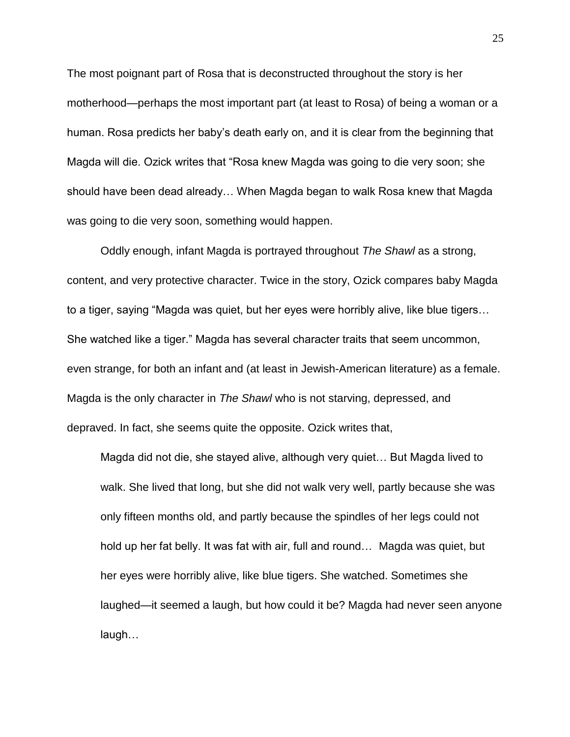The most poignant part of Rosa that is deconstructed throughout the story is her motherhood—perhaps the most important part (at least to Rosa) of being a woman or a human. Rosa predicts her baby's death early on, and it is clear from the beginning that Magda will die. Ozick writes that "Rosa knew Magda was going to die very soon; she should have been dead already… When Magda began to walk Rosa knew that Magda was going to die very soon, something would happen.

Oddly enough, infant Magda is portrayed throughout *The Shawl* as a strong, content, and very protective character. Twice in the story, Ozick compares baby Magda to a tiger, saying "Magda was quiet, but her eyes were horribly alive, like blue tigers… She watched like a tiger." Magda has several character traits that seem uncommon, even strange, for both an infant and (at least in Jewish-American literature) as a female. Magda is the only character in *The Shawl* who is not starving, depressed, and depraved. In fact, she seems quite the opposite. Ozick writes that,

> Magda did not die, she stayed alive, although very quiet… But Magda lived to walk. She lived that long, but she did not walk very well, partly because she was only fifteen months old, and partly because the spindles of her legs could not hold up her fat belly. It was fat with air, full and round… Magda was quiet, but her eyes were horribly alive, like blue tigers. She watched. Sometimes she laughed—it seemed a laugh, but how could it be? Magda had never seen anyone laugh…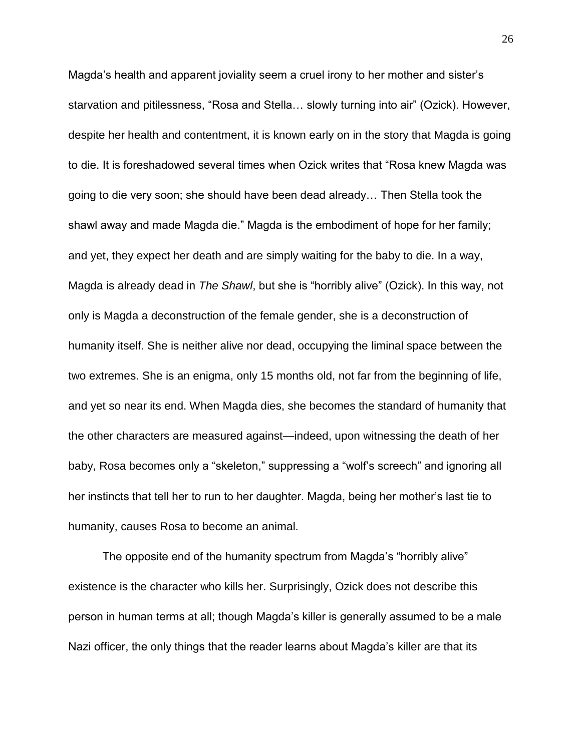Magda's health and apparent joviality seem a cruel irony to her mother and sister's starvation and pitilessness, "Rosa and Stella… slowly turning into air" (Ozick). However, despite her health and contentment, it is known early on in the story that Magda is going to die. It is foreshadowed several times when Ozick writes that "Rosa knew Magda was going to die very soon; she should have been dead already… Then Stella took the shawl away and made Magda die." Magda is the embodiment of hope for her family; and yet, they expect her death and are simply waiting for the baby to die. In a way, Magda is already dead in *The Shawl*, but she is "horribly alive" (Ozick). In this way, not only is Magda a deconstruction of the female gender, she is a deconstruction of humanity itself. She is neither alive nor dead, occupying the liminal space between the two extremes. She is an enigma, only 15 months old, not far from the beginning of life, and yet so near its end. When Magda dies, she becomes the standard of humanity that the other characters are measured against—indeed, upon witnessing the death of her baby, Rosa becomes only a "skeleton," suppressing a "wolf's screech" and ignoring all her instincts that tell her to run to her daughter. Magda, being her mother's last tie to humanity, causes Rosa to become an animal.

The opposite end of the humanity spectrum from Magda's "horribly alive" existence is the character who kills her. Surprisingly, Ozick does not describe this person in human terms at all; though Magda's killer is generally assumed to be a male Nazi officer, the only things that the reader learns about Magda's killer are that its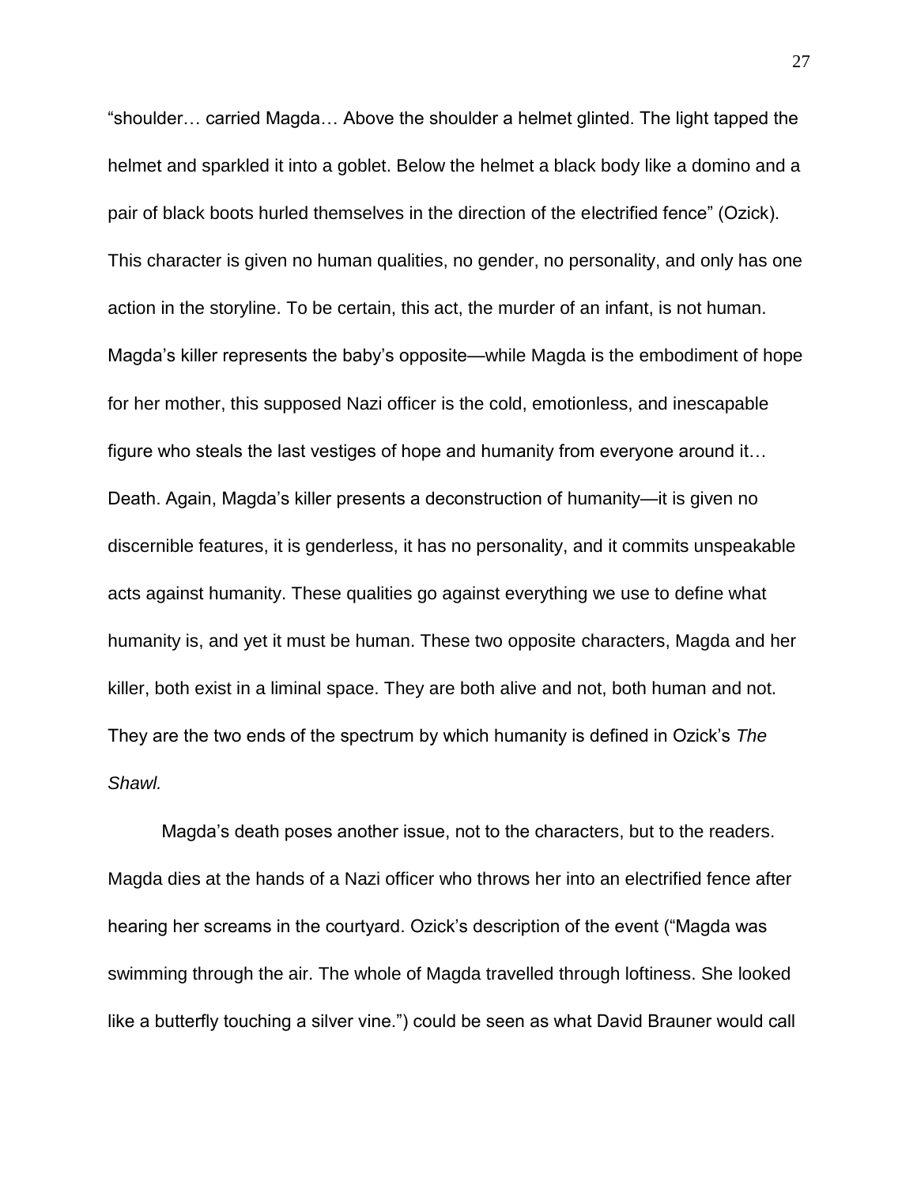"shoulder… carried Magda… Above the shoulder a helmet glinted. The light tapped the helmet and sparkled it into a goblet. Below the helmet a black body like a domino and a pair of black boots hurled themselves in the direction of the electrified fence" (Ozick). This character is given no human qualities, no gender, no personality, and only has one action in the storyline. To be certain, this act, the murder of an infant, is not human. Magda's killer represents the baby's opposite—while Magda is the embodiment of hope for her mother, this supposed Nazi officer is the cold, emotionless, and inescapable figure who steals the last vestiges of hope and humanity from everyone around it… Death. Again, Magda's killer presents a deconstruction of humanity—it is given no discernible features, it is genderless, it has no personality, and it commits unspeakable acts against humanity. These qualities go against everything we use to define what humanity is, and yet it must be human. These two opposite characters, Magda and her killer, both exist in a liminal space. They are both alive and not, both human and not. They are the two ends of the spectrum by which humanity is defined in Ozick's *The Shawl.*

Magda's death poses another issue, not to the characters, but to the readers. Magda dies at the hands of a Nazi officer who throws her into an electrified fence after hearing her screams in the courtyard. Ozick's description of the event ("Magda was swimming through the air. The whole of Magda travelled through loftiness. She looked like a butterfly touching a silver vine.") could be seen as what David Brauner would call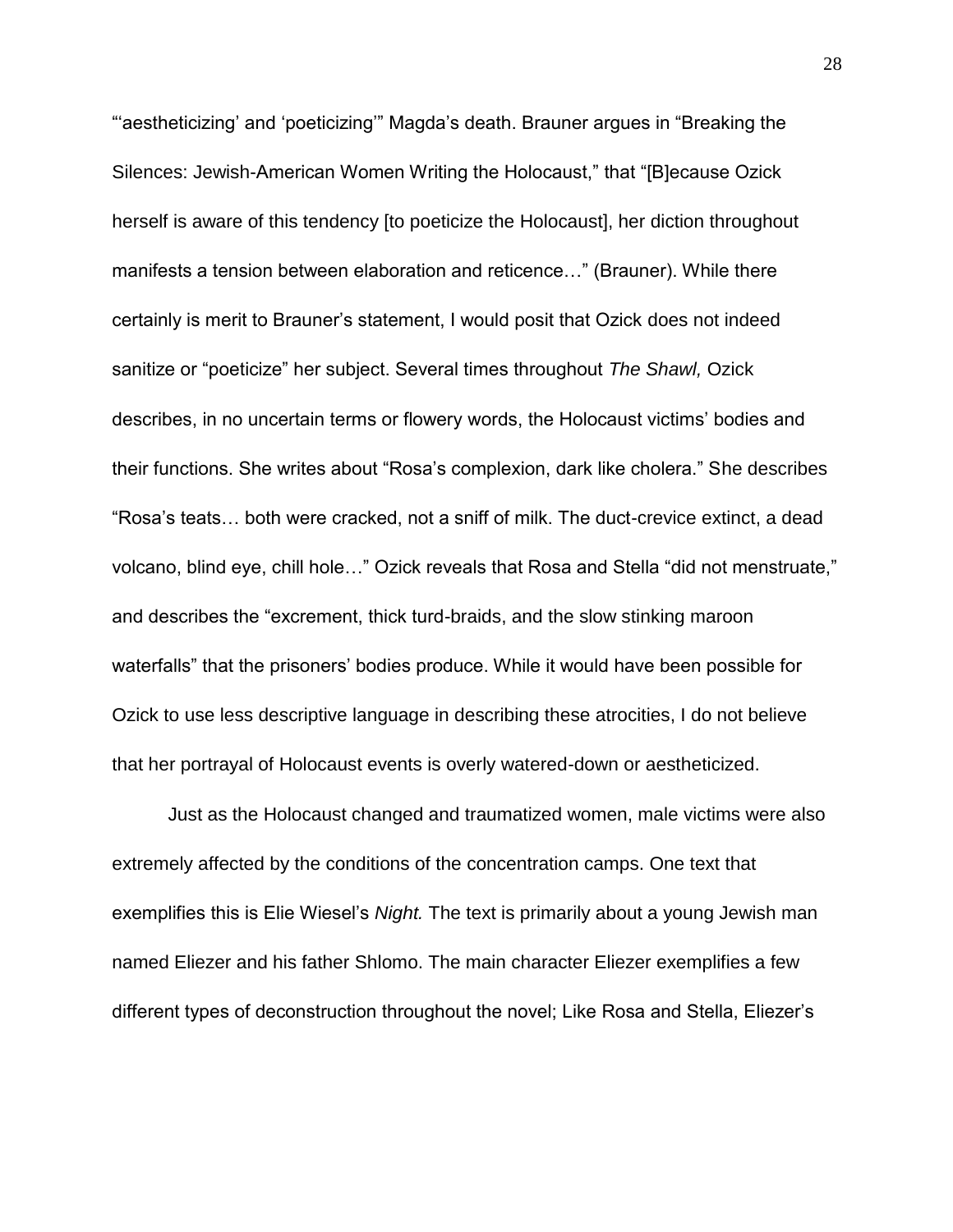"'aestheticizing' and 'poeticizing'" Magda's death. Brauner argues in "Breaking the Silences: Jewish-American Women Writing the Holocaust," that "[B]ecause Ozick herself is aware of this tendency [to poeticize the Holocaust], her diction throughout manifests a tension between elaboration and reticence…" (Brauner). While there certainly is merit to Brauner's statement, I would posit that Ozick does not indeed sanitize or "poeticize" her subject. Several times throughout *The Shawl,* Ozick describes, in no uncertain terms or flowery words, the Holocaust victims' bodies and their functions. She writes about "Rosa's complexion, dark like cholera." She describes "Rosa's teats… both were cracked, not a sniff of milk. The duct-crevice extinct, a dead volcano, blind eye, chill hole…" Ozick reveals that Rosa and Stella "did not menstruate," and describes the "excrement, thick turd-braids, and the slow stinking maroon waterfalls" that the prisoners' bodies produce. While it would have been possible for Ozick to use less descriptive language in describing these atrocities, I do not believe that her portrayal of Holocaust events is overly watered-down or aestheticized.

Just as the Holocaust changed and traumatized women, male victims were also extremely affected by the conditions of the concentration camps. One text that exemplifies this is Elie Wiesel's *Night.* The text is primarily about a young Jewish man named Eliezer and his father Shlomo. The main character Eliezer exemplifies a few different types of deconstruction throughout the novel; Like Rosa and Stella, Eliezer's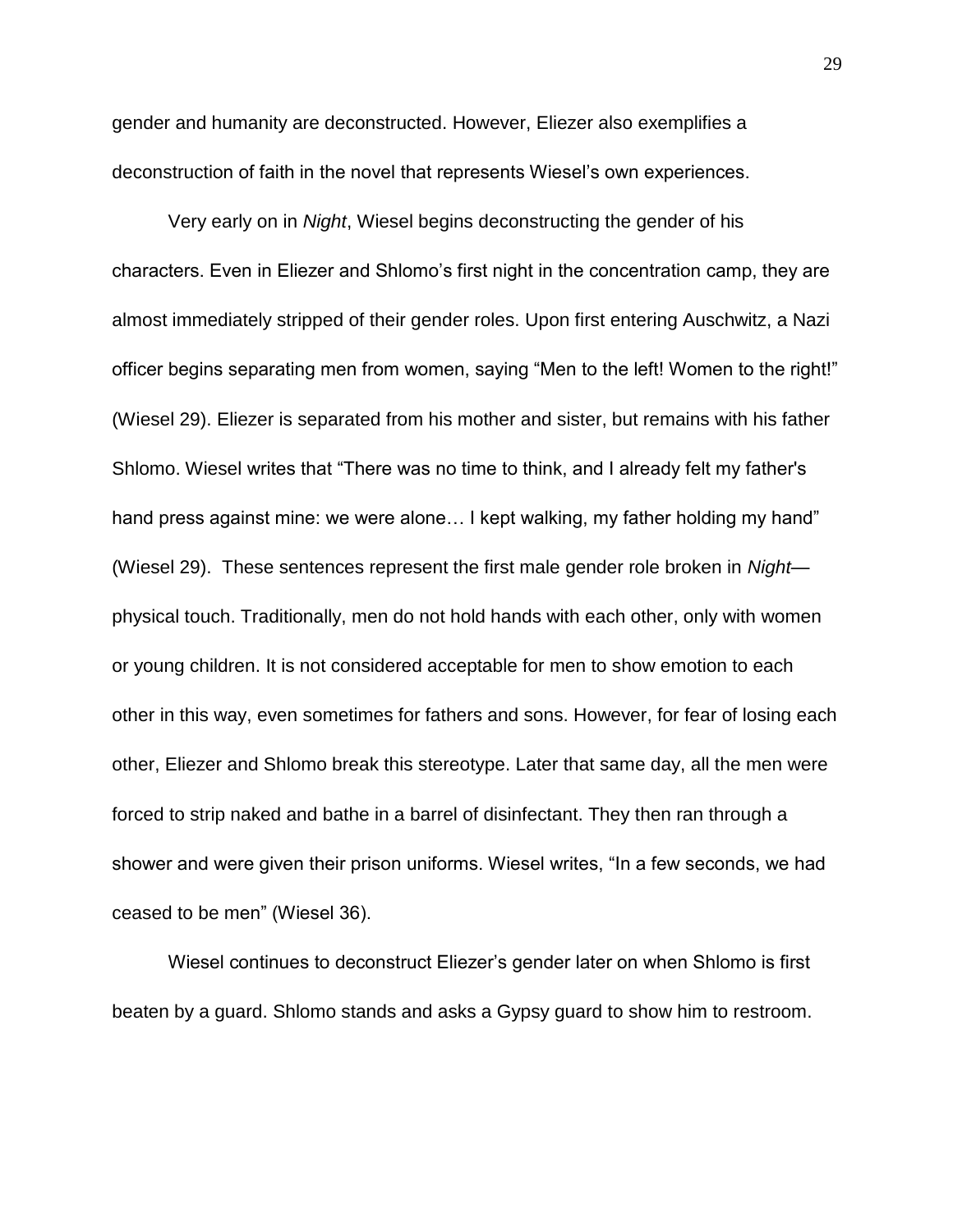gender and humanity are deconstructed. However, Eliezer also exemplifies a deconstruction of faith in the novel that represents Wiesel's own experiences.

Very early on in *Night*, Wiesel begins deconstructing the gender of his characters. Even in Eliezer and Shlomo's first night in the concentration camp, they are almost immediately stripped of their gender roles. Upon first entering Auschwitz, a Nazi officer begins separating men from women, saying "Men to the left! Women to the right!" (Wiesel 29). Eliezer is separated from his mother and sister, but remains with his father Shlomo. Wiesel writes that "There was no time to think, and I already felt my father's hand press against mine: we were alone… I kept walking, my father holding my hand" (Wiesel 29). These sentences represent the first male gender role broken in *Night*—physical touch. Traditionally, men do not hold hands with each other, only with women or young children. It is not considered acceptable for men to show emotion to each other in this way, even sometimes for fathers and sons. However, for fear of losing each other, Eliezer and Shlomo break this stereotype. Later that same day, all the men were forced to strip naked and bathe in a barrel of disinfectant. They then ran through a shower and were given their prison uniforms. Wiesel writes, "In a few seconds, we had ceased to be men" (Wiesel 36).

Wiesel continues to deconstruct Eliezer's gender later on when Shlomo is first beaten by a guard. Shlomo stands and asks a Gypsy guard to show him to restroom.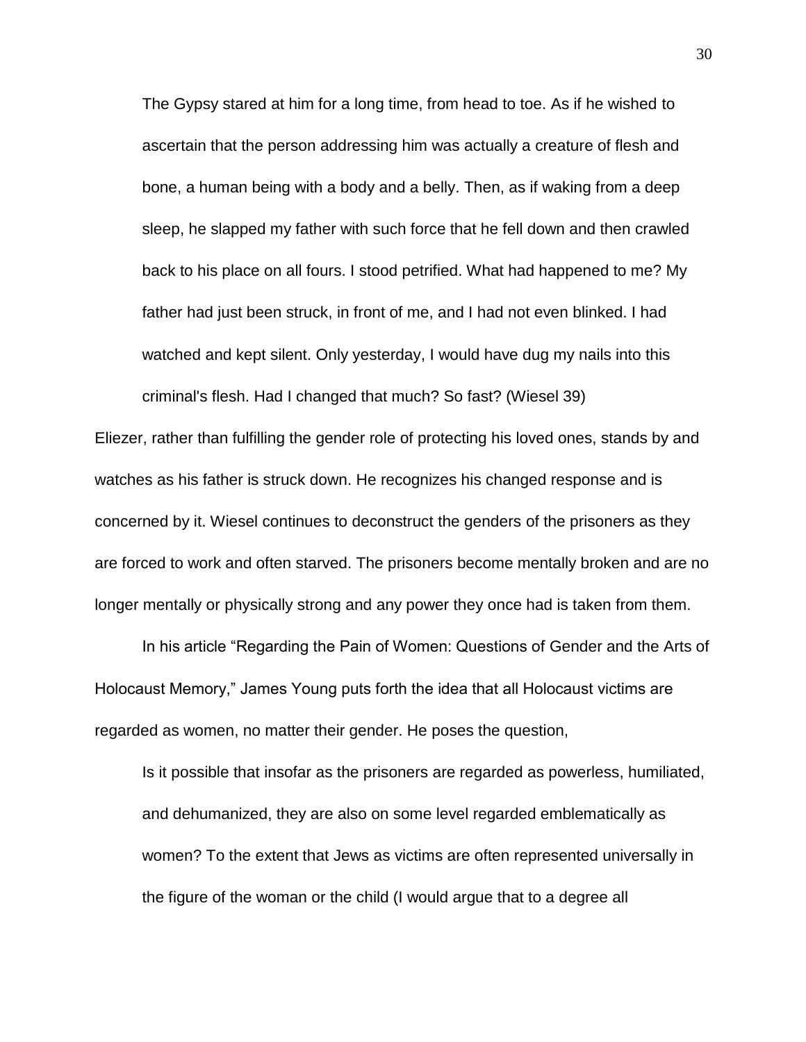> The Gypsy stared at him for a long time, from head to toe. As if he wished to ascertain that the person addressing him was actually a creature of flesh and bone, a human being with a body and a belly. Then, as if waking from a deep sleep, he slapped my father with such force that he fell down and then crawled back to his place on all fours. I stood petrified. What had happened to me? My father had just been struck, in front of me, and I had not even blinked. I had watched and kept silent. Only yesterday, I would have dug my nails into this criminal's flesh. Had I changed that much? So fast? (Wiesel 39)

Eliezer, rather than fulfilling the gender role of protecting his loved ones, stands by and watches as his father is struck down. He recognizes his changed response and is concerned by it. Wiesel continues to deconstruct the genders of the prisoners as they are forced to work and often starved. The prisoners become mentally broken and are no longer mentally or physically strong and any power they once had is taken from them.

In his article "Regarding the Pain of Women: Questions of Gender and the Arts of Holocaust Memory," James Young puts forth the idea that all Holocaust victims are regarded as women, no matter their gender. He poses the question,

> Is it possible that insofar as the prisoners are regarded as powerless, humiliated, and dehumanized, they are also on some level regarded emblematically as women? To the extent that Jews as victims are often represented universally in the figure of the woman or the child (I would argue that to a degree all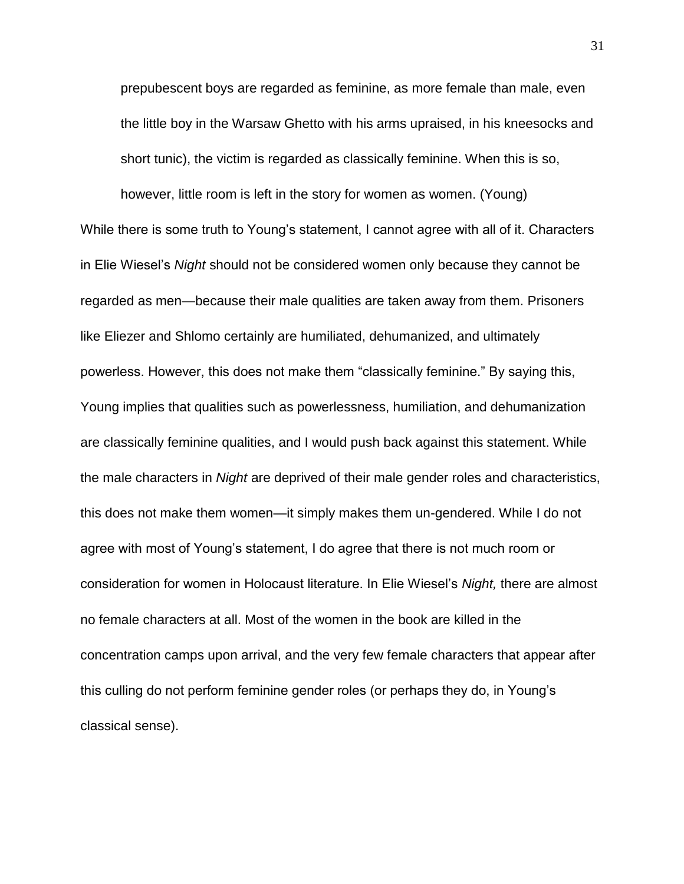> prepubescent boys are regarded as feminine, as more female than male, even the little boy in the Warsaw Ghetto with his arms upraised, in his kneesocks and short tunic), the victim is regarded as classically feminine. When this is so, however, little room is left in the story for women as women. (Young)

While there is some truth to Young's statement, I cannot agree with all of it. Characters in Elie Wiesel's *Night* should not be considered women only because they cannot be regarded as men—because their male qualities are taken away from them. Prisoners like Eliezer and Shlomo certainly are humiliated, dehumanized, and ultimately powerless. However, this does not make them "classically feminine." By saying this, Young implies that qualities such as powerlessness, humiliation, and dehumanization are classically feminine qualities, and I would push back against this statement. While the male characters in *Night* are deprived of their male gender roles and characteristics, this does not make them women—it simply makes them un-gendered. While I do not agree with most of Young's statement, I do agree that there is not much room or consideration for women in Holocaust literature. In Elie Wiesel's *Night,* there are almost no female characters at all. Most of the women in the book are killed in the concentration camps upon arrival, and the very few female characters that appear after this culling do not perform feminine gender roles (or perhaps they do, in Young's classical sense).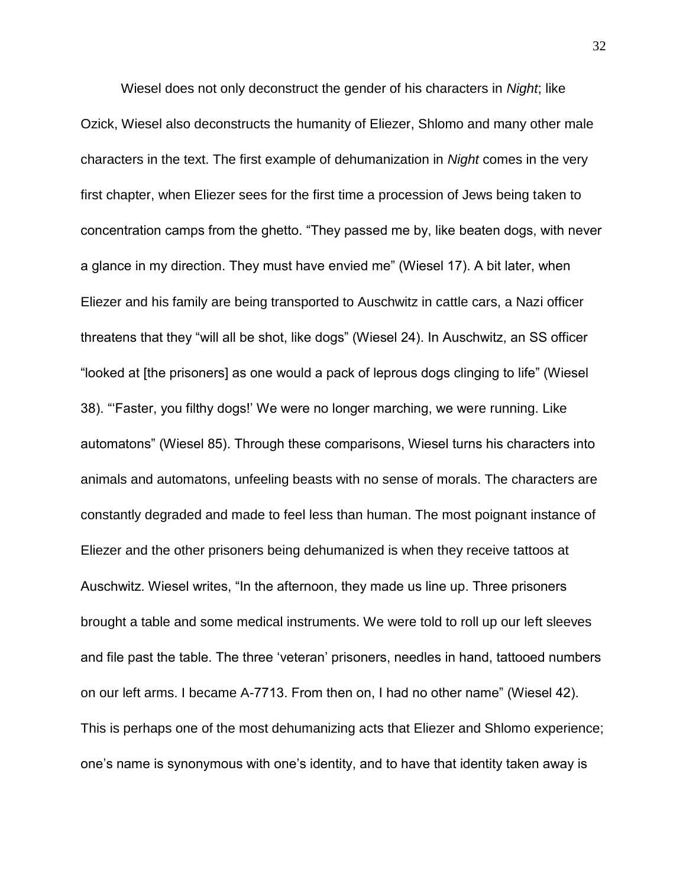Wiesel does not only deconstruct the gender of his characters in *Night*; like Ozick, Wiesel also deconstructs the humanity of Eliezer, Shlomo and many other male characters in the text. The first example of dehumanization in *Night* comes in the very first chapter, when Eliezer sees for the first time a procession of Jews being taken to concentration camps from the ghetto. "They passed me by, like beaten dogs, with never a glance in my direction. They must have envied me" (Wiesel 17). A bit later, when Eliezer and his family are being transported to Auschwitz in cattle cars, a Nazi officer threatens that they "will all be shot, like dogs" (Wiesel 24). In Auschwitz, an SS officer "looked at [the prisoners] as one would a pack of leprous dogs clinging to life" (Wiesel 38). "'Faster, you filthy dogs!' We were no longer marching, we were running. Like automatons" (Wiesel 85). Through these comparisons, Wiesel turns his characters into animals and automatons, unfeeling beasts with no sense of morals. The characters are constantly degraded and made to feel less than human. The most poignant instance of Eliezer and the other prisoners being dehumanized is when they receive tattoos at Auschwitz. Wiesel writes, "In the afternoon, they made us line up. Three prisoners brought a table and some medical instruments. We were told to roll up our left sleeves and file past the table. The three 'veteran' prisoners, needles in hand, tattooed numbers on our left arms. I became A-7713. From then on, I had no other name" (Wiesel 42). This is perhaps one of the most dehumanizing acts that Eliezer and Shlomo experience; one's name is synonymous with one's identity, and to have that identity taken away is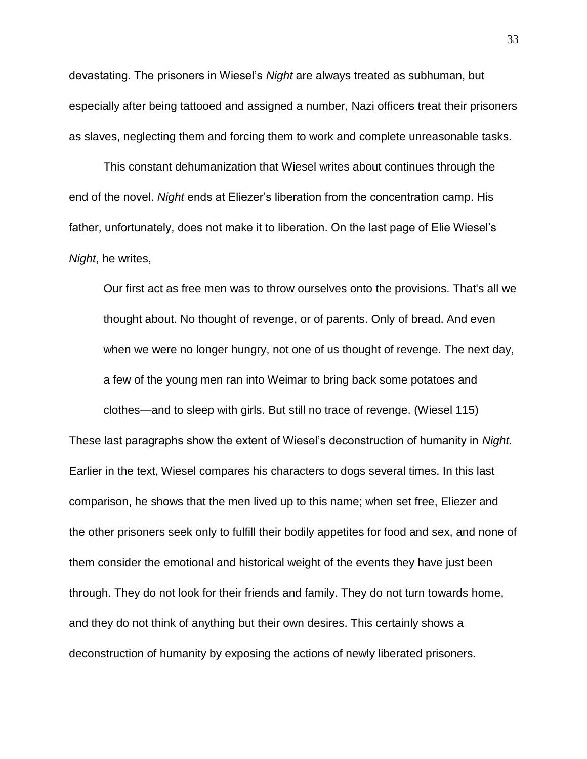devastating. The prisoners in Wiesel's *Night* are always treated as subhuman, but especially after being tattooed and assigned a number, Nazi officers treat their prisoners as slaves, neglecting them and forcing them to work and complete unreasonable tasks.

This constant dehumanization that Wiesel writes about continues through the end of the novel. *Night* ends at Eliezer's liberation from the concentration camp. His father, unfortunately, does not make it to liberation. On the last page of Elie Wiesel's *Night*, he writes,

> Our first act as free men was to throw ourselves onto the provisions. That's all we thought about. No thought of revenge, or of parents. Only of bread. And even when we were no longer hungry, not one of us thought of revenge. The next day, a few of the young men ran into Weimar to bring back some potatoes and clothes—and to sleep with girls. But still no trace of revenge. (Wiesel 115)

These last paragraphs show the extent of Wiesel's deconstruction of humanity in *Night.* Earlier in the text, Wiesel compares his characters to dogs several times. In this last comparison, he shows that the men lived up to this name; when set free, Eliezer and the other prisoners seek only to fulfill their bodily appetites for food and sex, and none of them consider the emotional and historical weight of the events they have just been through. They do not look for their friends and family. They do not turn towards home, and they do not think of anything but their own desires. This certainly shows a deconstruction of humanity by exposing the actions of newly liberated prisoners.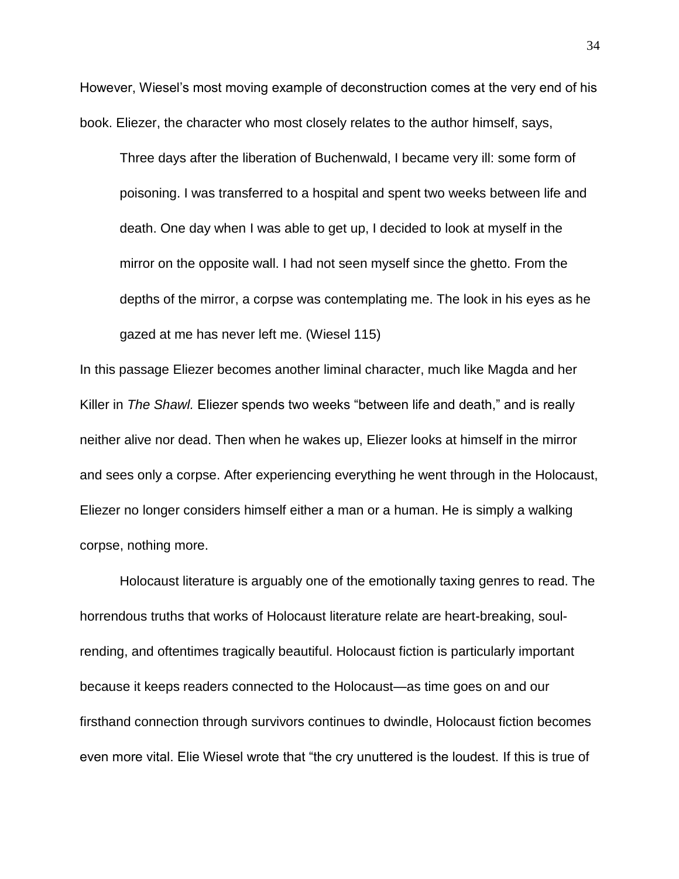However, Wiesel's most moving example of deconstruction comes at the very end of his book. Eliezer, the character who most closely relates to the author himself, says,

> Three days after the liberation of Buchenwald, I became very ill: some form of poisoning. I was transferred to a hospital and spent two weeks between life and death. One day when I was able to get up, I decided to look at myself in the mirror on the opposite wall. I had not seen myself since the ghetto. From the depths of the mirror, a corpse was contemplating me. The look in his eyes as he gazed at me has never left me. (Wiesel 115)

In this passage Eliezer becomes another liminal character, much like Magda and her Killer in *The Shawl.* Eliezer spends two weeks "between life and death," and is really neither alive nor dead. Then when he wakes up, Eliezer looks at himself in the mirror and sees only a corpse. After experiencing everything he went through in the Holocaust, Eliezer no longer considers himself either a man or a human. He is simply a walking corpse, nothing more.

Holocaust literature is arguably one of the emotionally taxing genres to read. The horrendous truths that works of Holocaust literature relate are heart-breaking, soul-rending, and oftentimes tragically beautiful. Holocaust fiction is particularly important because it keeps readers connected to the Holocaust—as time goes on and our firsthand connection through survivors continues to dwindle, Holocaust fiction becomes even more vital. Elie Wiesel wrote that "the cry unuttered is the loudest. If this is true of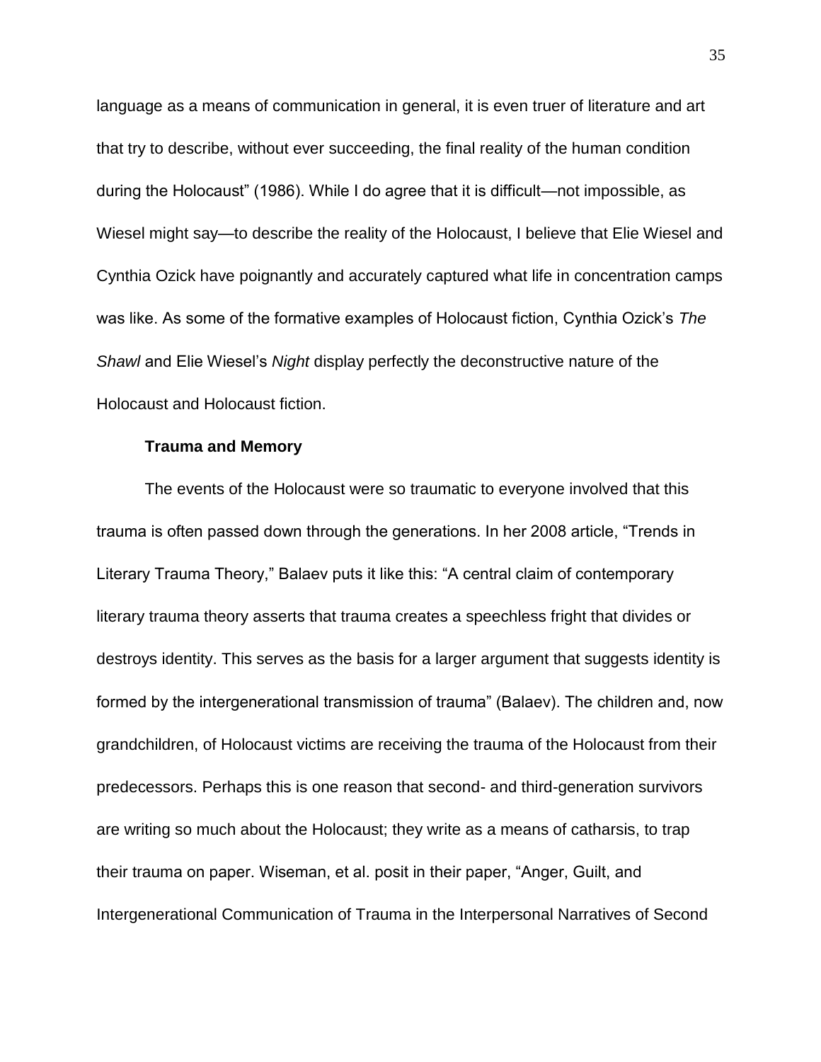language as a means of communication in general, it is even truer of literature and art that try to describe, without ever succeeding, the final reality of the human condition during the Holocaust" (1986). While I do agree that it is difficult—not impossible, as Wiesel might say—to describe the reality of the Holocaust, I believe that Elie Wiesel and Cynthia Ozick have poignantly and accurately captured what life in concentration camps was like. As some of the formative examples of Holocaust fiction, Cynthia Ozick's *The Shawl* and Elie Wiesel's *Night* display perfectly the deconstructive nature of the Holocaust and Holocaust fiction.

**Trauma and Memory**

The events of the Holocaust were so traumatic to everyone involved that this trauma is often passed down through the generations. In her 2008 article, "Trends in Literary Trauma Theory," Balaev puts it like this: "A central claim of contemporary literary trauma theory asserts that trauma creates a speechless fright that divides or destroys identity. This serves as the basis for a larger argument that suggests identity is formed by the intergenerational transmission of trauma" (Balaev). The children and, now grandchildren, of Holocaust victims are receiving the trauma of the Holocaust from their predecessors. Perhaps this is one reason that second- and third-generation survivors are writing so much about the Holocaust; they write as a means of catharsis, to trap their trauma on paper. Wiseman, et al. posit in their paper, "Anger, Guilt, and Intergenerational Communication of Trauma in the Interpersonal Narratives of Second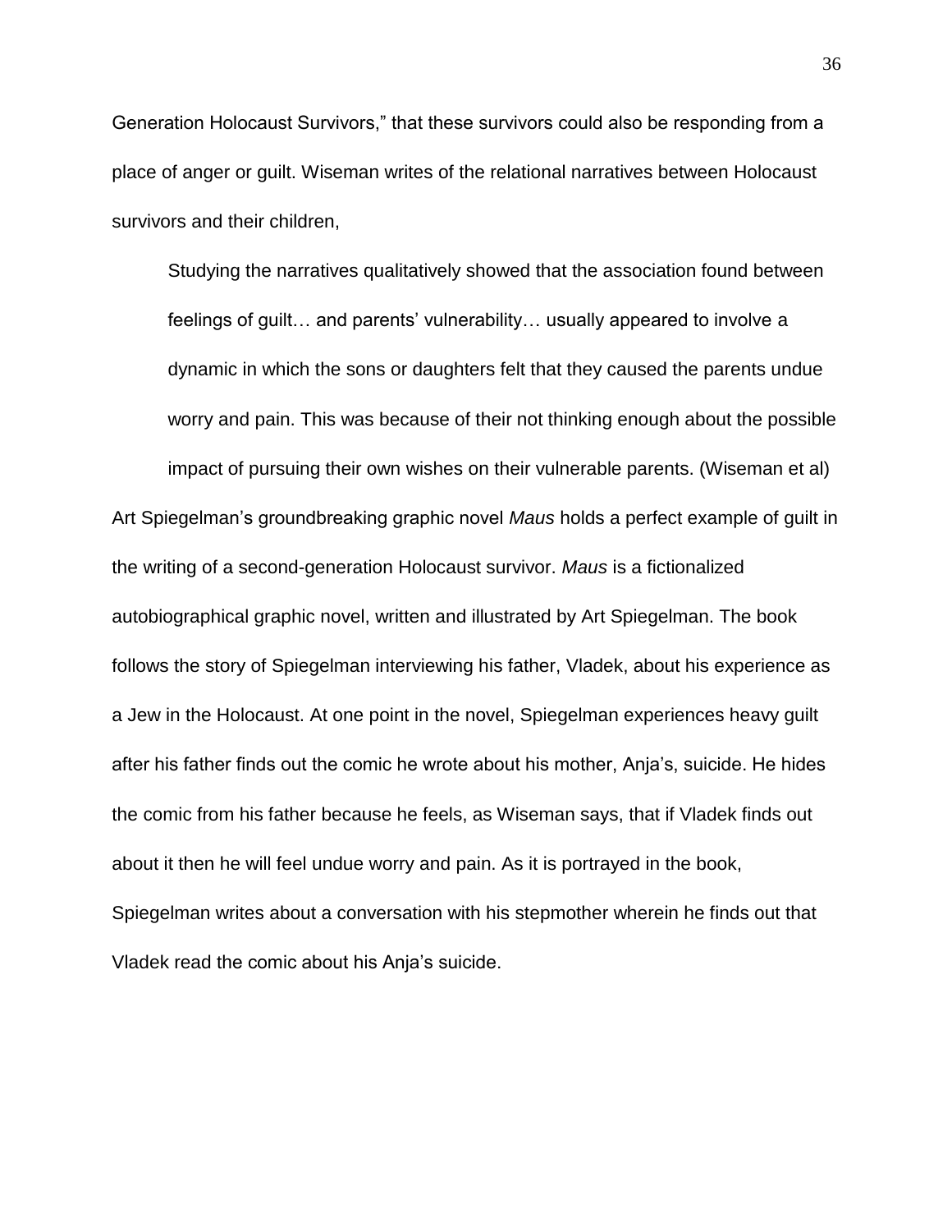Generation Holocaust Survivors," that these survivors could also be responding from a place of anger or guilt. Wiseman writes of the relational narratives between Holocaust survivors and their children,

> Studying the narratives qualitatively showed that the association found between feelings of guilt… and parents' vulnerability… usually appeared to involve a dynamic in which the sons or daughters felt that they caused the parents undue worry and pain. This was because of their not thinking enough about the possible impact of pursuing their own wishes on their vulnerable parents. (Wiseman et al)

Art Spiegelman's groundbreaking graphic novel *Maus* holds a perfect example of guilt in the writing of a second-generation Holocaust survivor. *Maus* is a fictionalized autobiographical graphic novel, written and illustrated by Art Spiegelman. The book follows the story of Spiegelman interviewing his father, Vladek, about his experience as a Jew in the Holocaust. At one point in the novel, Spiegelman experiences heavy guilt after his father finds out the comic he wrote about his mother, Anja's, suicide. He hides the comic from his father because he feels, as Wiseman says, that if Vladek finds out about it then he will feel undue worry and pain. As it is portrayed in the book, Spiegelman writes about a conversation with his stepmother wherein he finds out that Vladek read the comic about his Anja's suicide.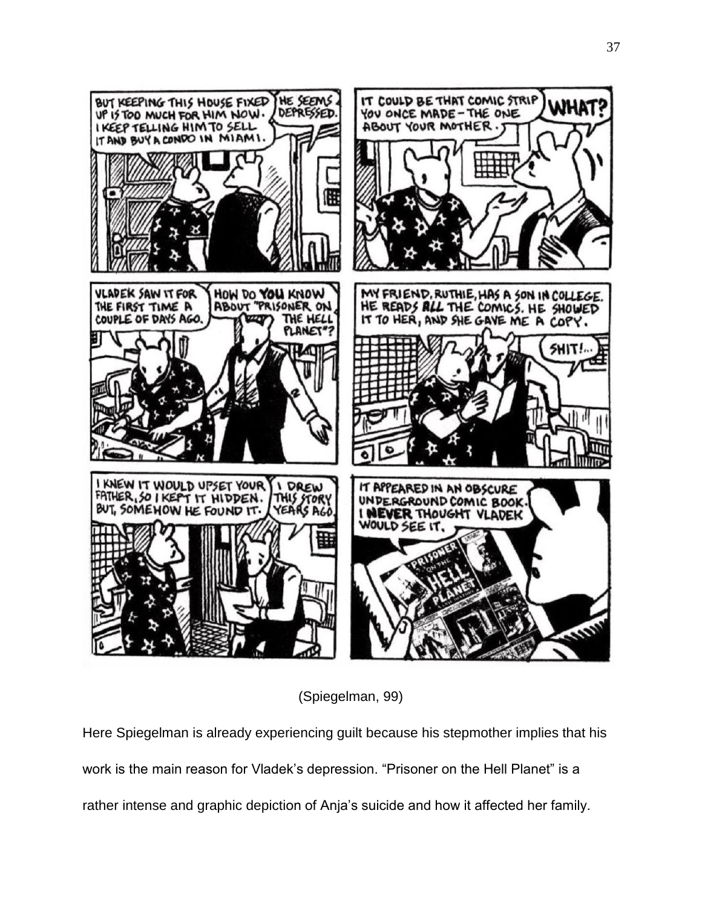(Spiegelman, 99)

Here Spiegelman is already experiencing guilt because his stepmother implies that his work is the main reason for Vladek's depression. "Prisoner on the Hell Planet" is a rather intense and graphic depiction of Anja's suicide and how it affected her family.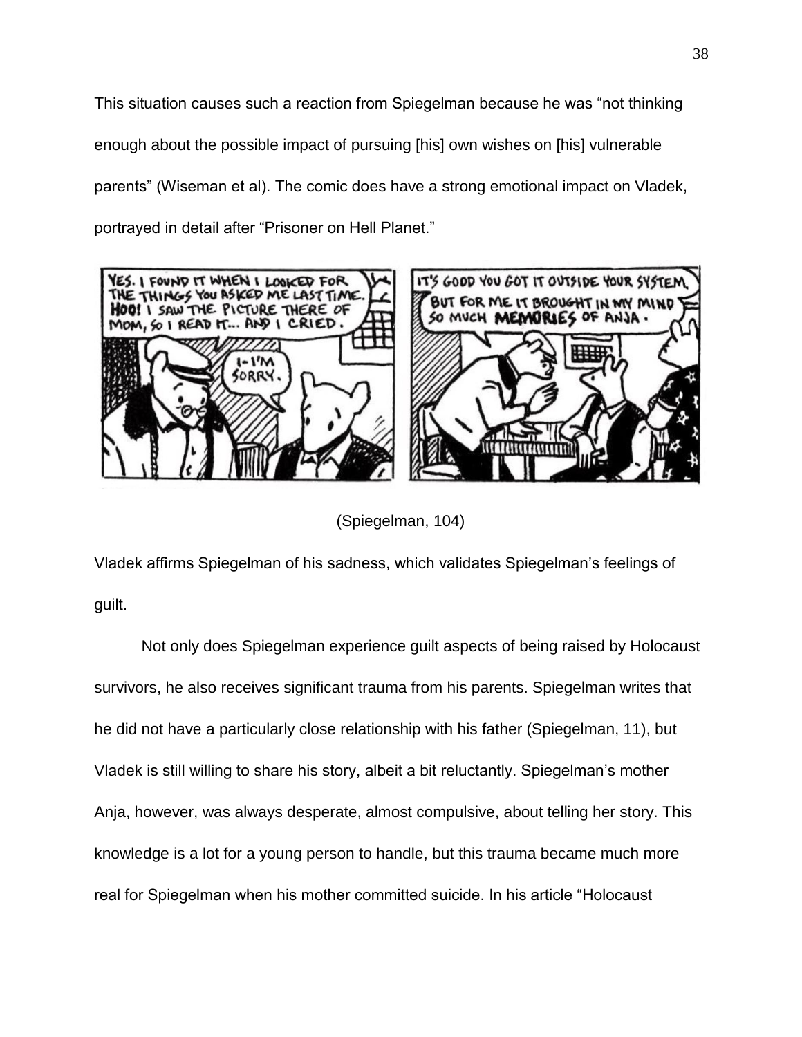This situation causes such a reaction from Spiegelman because he was "not thinking enough about the possible impact of pursuing [his] own wishes on [his] vulnerable parents" (Wiseman et al). The comic does have a strong emotional impact on Vladek, portrayed in detail after "Prisoner on Hell Planet."

(Spiegelman, 104)

Vladek affirms Spiegelman of his sadness, which validates Spiegelman's feelings of guilt.

Not only does Spiegelman experience guilt aspects of being raised by Holocaust survivors, he also receives significant trauma from his parents. Spiegelman writes that he did not have a particularly close relationship with his father (Spiegelman, 11), but Vladek is still willing to share his story, albeit a bit reluctantly. Spiegelman's mother Anja, however, was always desperate, almost compulsive, about telling her story. This knowledge is a lot for a young person to handle, but this trauma became much more real for Spiegelman when his mother committed suicide. In his article "Holocaust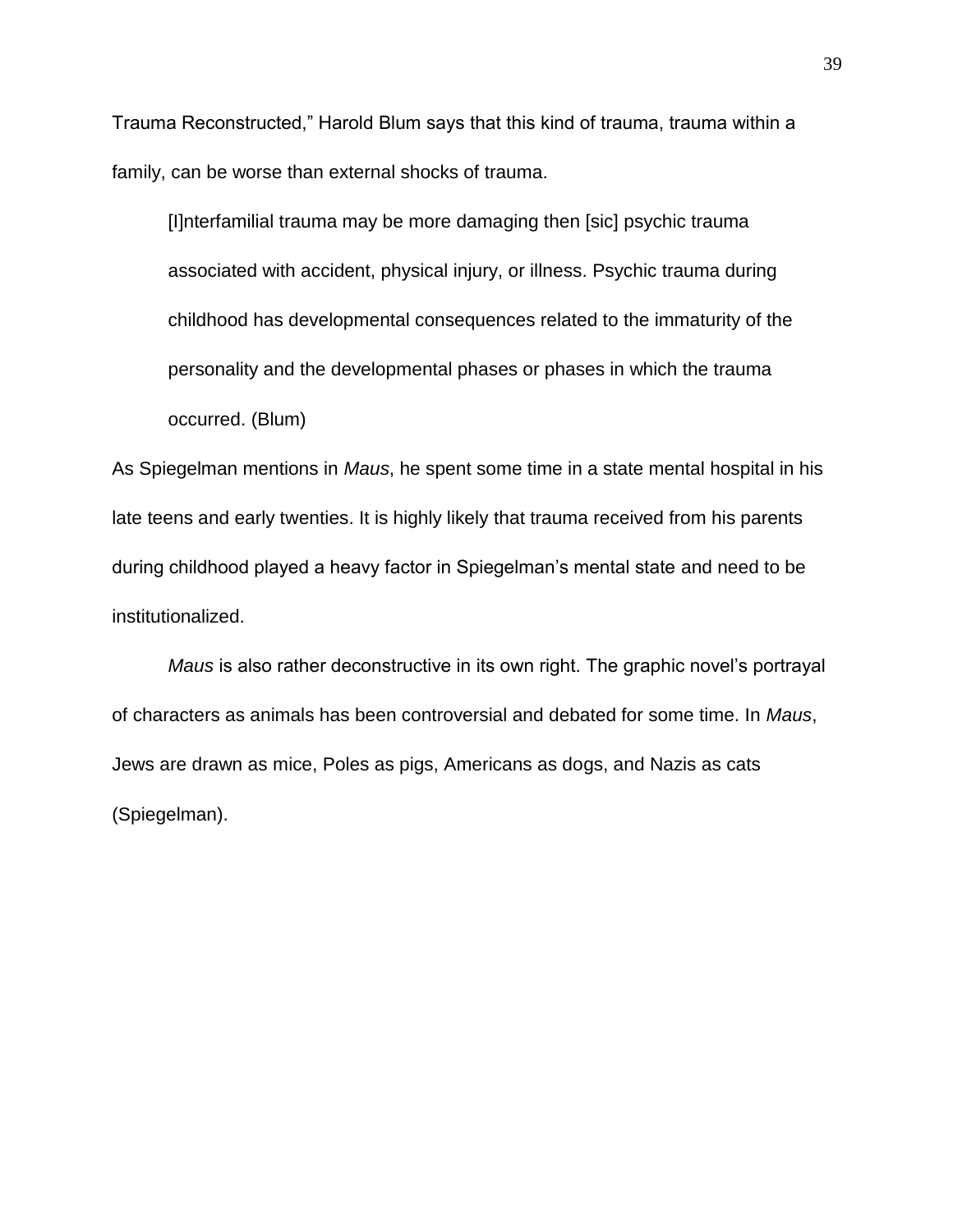Trauma Reconstructed," Harold Blum says that this kind of trauma, trauma within a family, can be worse than external shocks of trauma.

> [I]nterfamilial trauma may be more damaging then [sic] psychic trauma associated with accident, physical injury, or illness. Psychic trauma during childhood has developmental consequences related to the immaturity of the personality and the developmental phases or phases in which the trauma occurred. (Blum)

As Spiegelman mentions in *Maus*, he spent some time in a state mental hospital in his late teens and early twenties. It is highly likely that trauma received from his parents during childhood played a heavy factor in Spiegelman's mental state and need to be institutionalized.

*Maus* is also rather deconstructive in its own right. The graphic novel's portrayal of characters as animals has been controversial and debated for some time. In *Maus*, Jews are drawn as mice, Poles as pigs, Americans as dogs, and Nazis as cats (Spiegelman).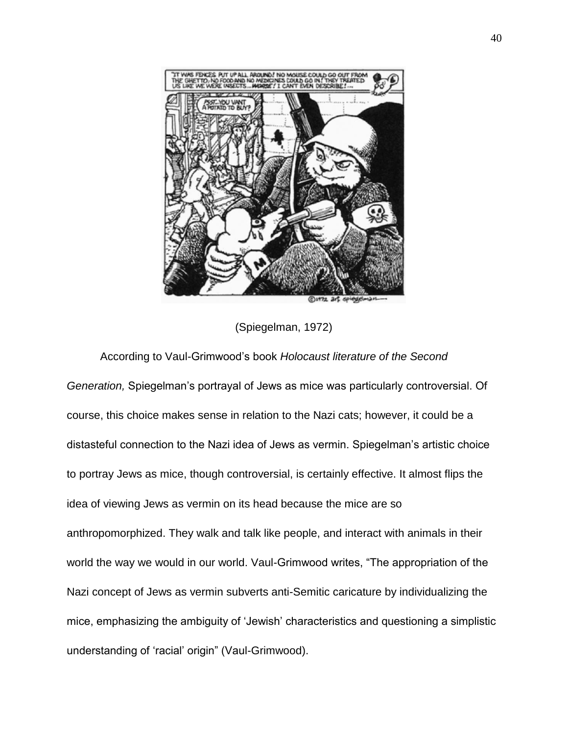(Spiegelman, 1972)

According to Vaul-Grimwood's book *Holocaust literature of the Second Generation,* Spiegelman's portrayal of Jews as mice was particularly controversial. Of course, this choice makes sense in relation to the Nazi cats; however, it could be a distasteful connection to the Nazi idea of Jews as vermin. Spiegelman's artistic choice to portray Jews as mice, though controversial, is certainly effective. It almost flips the idea of viewing Jews as vermin on its head because the mice are so anthropomorphized. They walk and talk like people, and interact with animals in their world the way we would in our world. Vaul-Grimwood writes, "The appropriation of the Nazi concept of Jews as vermin subverts anti-Semitic caricature by individualizing the mice, emphasizing the ambiguity of 'Jewish' characteristics and questioning a simplistic understanding of 'racial' origin" (Vaul-Grimwood).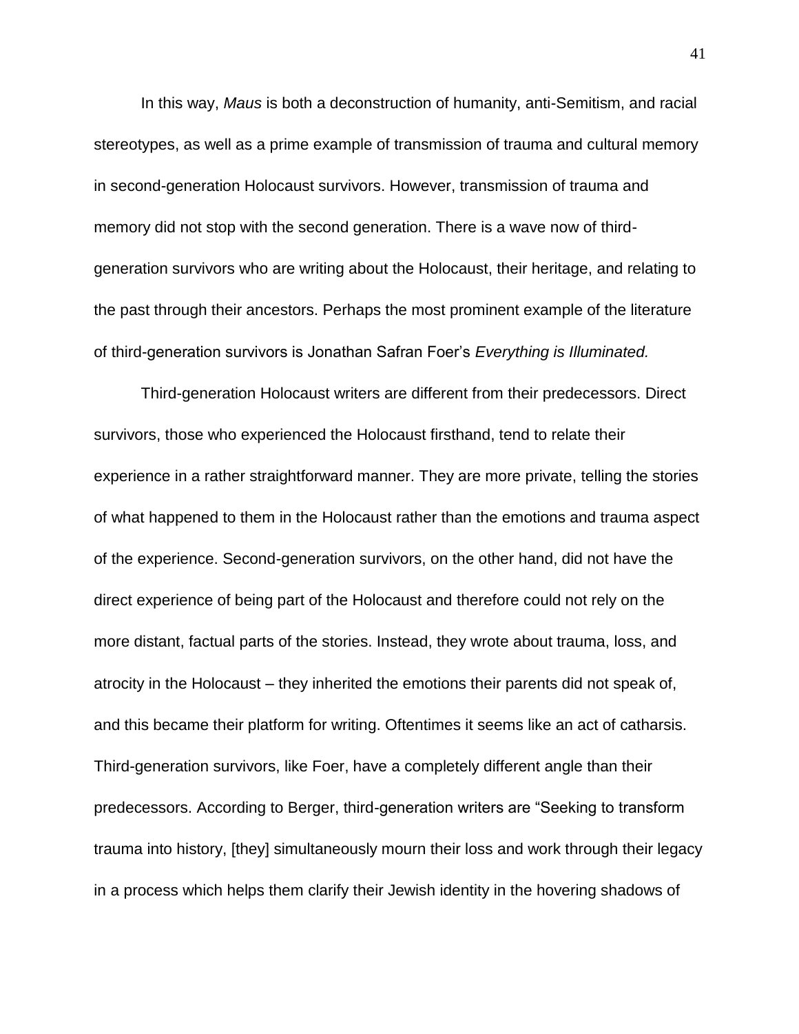In this way, *Maus* is both a deconstruction of humanity, anti-Semitism, and racial stereotypes, as well as a prime example of transmission of trauma and cultural memory in second-generation Holocaust survivors. However, transmission of trauma and memory did not stop with the second generation. There is a wave now of third-generation survivors who are writing about the Holocaust, their heritage, and relating to the past through their ancestors. Perhaps the most prominent example of the literature of third-generation survivors is Jonathan Safran Foer's *Everything is Illuminated.*

Third-generation Holocaust writers are different from their predecessors. Direct survivors, those who experienced the Holocaust firsthand, tend to relate their experience in a rather straightforward manner. They are more private, telling the stories of what happened to them in the Holocaust rather than the emotions and trauma aspect of the experience. Second-generation survivors, on the other hand, did not have the direct experience of being part of the Holocaust and therefore could not rely on the more distant, factual parts of the stories. Instead, they wrote about trauma, loss, and atrocity in the Holocaust – they inherited the emotions their parents did not speak of, and this became their platform for writing. Oftentimes it seems like an act of catharsis. Third-generation survivors, like Foer, have a completely different angle than their predecessors. According to Berger, third-generation writers are "Seeking to transform trauma into history, [they] simultaneously mourn their loss and work through their legacy in a process which helps them clarify their Jewish identity in the hovering shadows of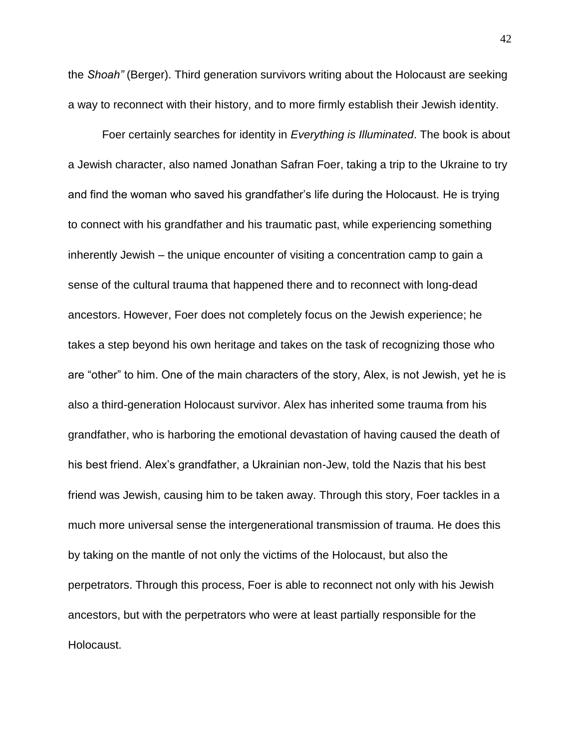the *Shoah"* (Berger). Third generation survivors writing about the Holocaust are seeking a way to reconnect with their history, and to more firmly establish their Jewish identity.

Foer certainly searches for identity in *Everything is Illuminated*. The book is about a Jewish character, also named Jonathan Safran Foer, taking a trip to the Ukraine to try and find the woman who saved his grandfather's life during the Holocaust. He is trying to connect with his grandfather and his traumatic past, while experiencing something inherently Jewish – the unique encounter of visiting a concentration camp to gain a sense of the cultural trauma that happened there and to reconnect with long-dead ancestors. However, Foer does not completely focus on the Jewish experience; he takes a step beyond his own heritage and takes on the task of recognizing those who are "other" to him. One of the main characters of the story, Alex, is not Jewish, yet he is also a third-generation Holocaust survivor. Alex has inherited some trauma from his grandfather, who is harboring the emotional devastation of having caused the death of his best friend. Alex's grandfather, a Ukrainian non-Jew, told the Nazis that his best friend was Jewish, causing him to be taken away. Through this story, Foer tackles in a much more universal sense the intergenerational transmission of trauma. He does this by taking on the mantle of not only the victims of the Holocaust, but also the perpetrators. Through this process, Foer is able to reconnect not only with his Jewish ancestors, but with the perpetrators who were at least partially responsible for the Holocaust.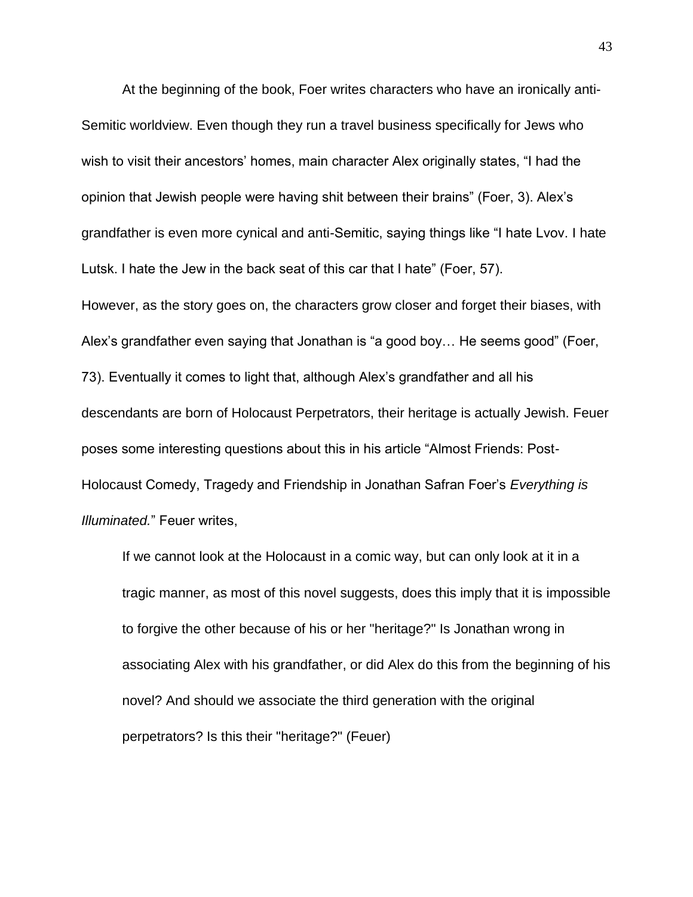At the beginning of the book, Foer writes characters who have an ironically anti-Semitic worldview. Even though they run a travel business specifically for Jews who wish to visit their ancestors' homes, main character Alex originally states, "I had the opinion that Jewish people were having shit between their brains" (Foer, 3). Alex's grandfather is even more cynical and anti-Semitic, saying things like "I hate Lvov. I hate Lutsk. I hate the Jew in the back seat of this car that I hate" (Foer, 57).

However, as the story goes on, the characters grow closer and forget their biases, with Alex's grandfather even saying that Jonathan is "a good boy… He seems good" (Foer, 73). Eventually it comes to light that, although Alex's grandfather and all his descendants are born of Holocaust Perpetrators, their heritage is actually Jewish. Feuer poses some interesting questions about this in his article "Almost Friends: Post-Holocaust Comedy, Tragedy and Friendship in Jonathan Safran Foer's *Everything is Illuminated.*" Feuer writes,

> If we cannot look at the Holocaust in a comic way, but can only look at it in a tragic manner, as most of this novel suggests, does this imply that it is impossible to forgive the other because of his or her "heritage?" Is Jonathan wrong in associating Alex with his grandfather, or did Alex do this from the beginning of his novel? And should we associate the third generation with the original perpetrators? Is this their "heritage?" (Feuer)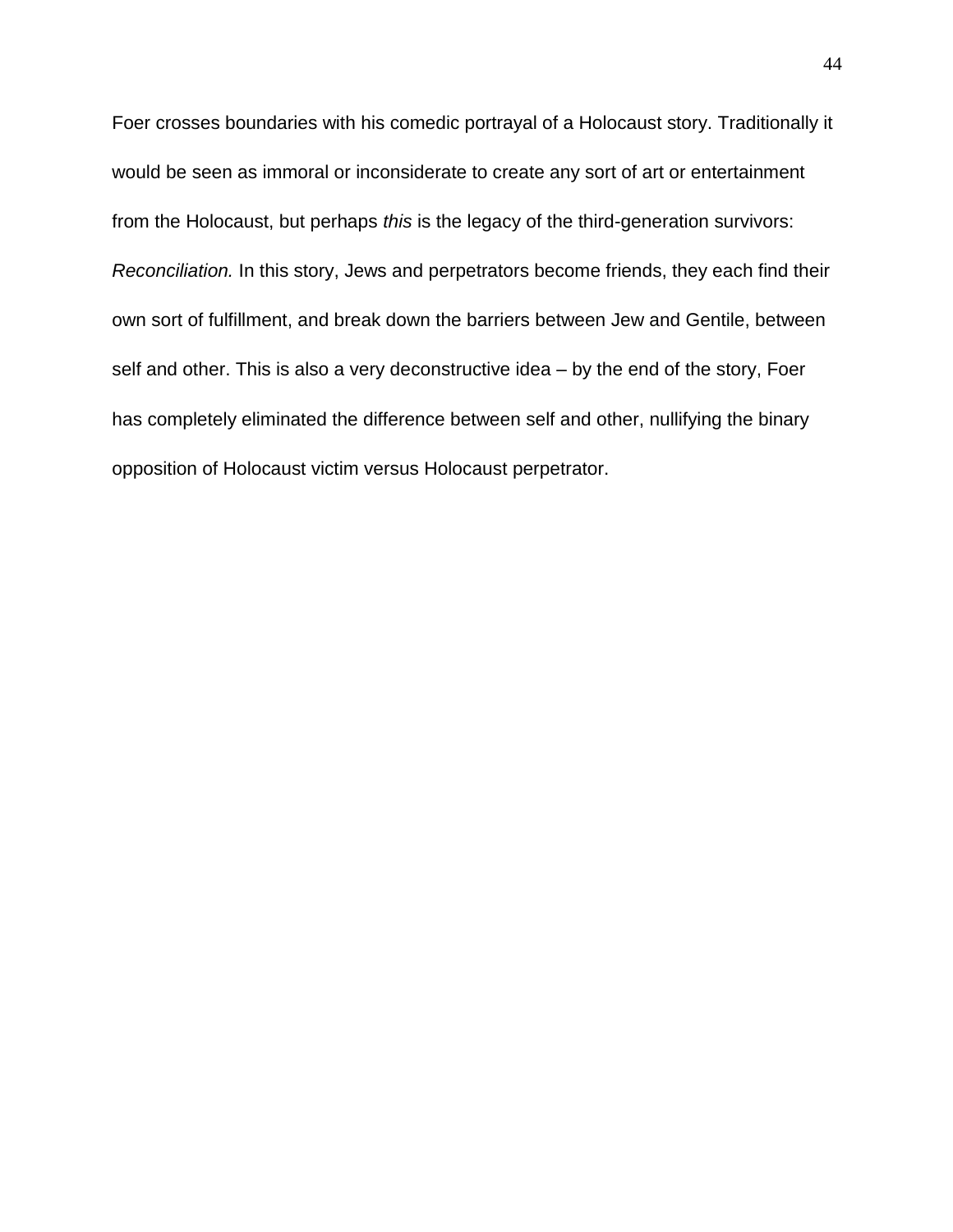Foer crosses boundaries with his comedic portrayal of a Holocaust story. Traditionally it would be seen as immoral or inconsiderate to create any sort of art or entertainment from the Holocaust, but perhaps *this* is the legacy of the third-generation survivors: *Reconciliation.* In this story, Jews and perpetrators become friends, they each find their own sort of fulfillment, and break down the barriers between Jew and Gentile, between self and other. This is also a very deconstructive idea – by the end of the story, Foer has completely eliminated the difference between self and other, nullifying the binary opposition of Holocaust victim versus Holocaust perpetrator.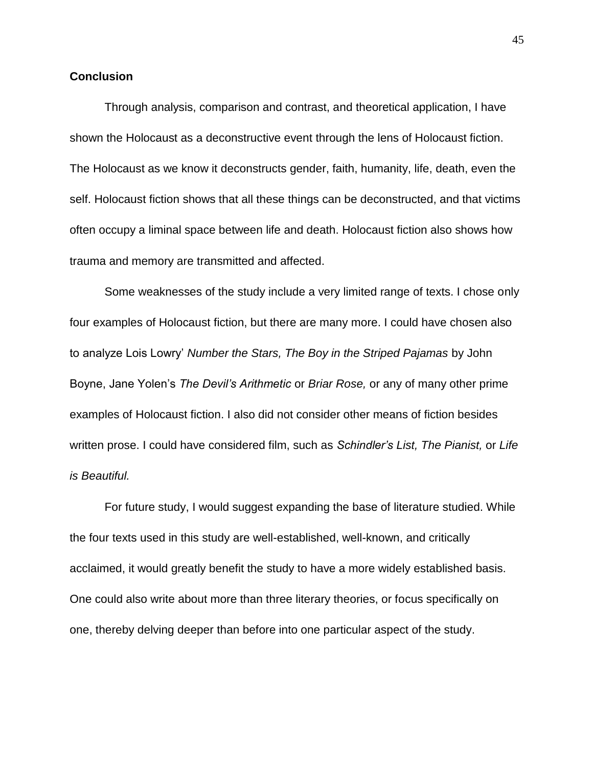**Conclusion**

Through analysis, comparison and contrast, and theoretical application, I have shown the Holocaust as a deconstructive event through the lens of Holocaust fiction. The Holocaust as we know it deconstructs gender, faith, humanity, life, death, even the self. Holocaust fiction shows that all these things can be deconstructed, and that victims often occupy a liminal space between life and death. Holocaust fiction also shows how trauma and memory are transmitted and affected.

Some weaknesses of the study include a very limited range of texts. I chose only four examples of Holocaust fiction, but there are many more. I could have chosen also to analyze Lois Lowry' *Number the Stars, The Boy in the Striped Pajamas* by John Boyne, Jane Yolen's *The Devil's Arithmetic* or *Briar Rose,* or any of many other prime examples of Holocaust fiction. I also did not consider other means of fiction besides written prose. I could have considered film, such as *Schindler's List, The Pianist,* or *Life is Beautiful.*

For future study, I would suggest expanding the base of literature studied. While the four texts used in this study are well-established, well-known, and critically acclaimed, it would greatly benefit the study to have a more widely established basis. One could also write about more than three literary theories, or focus specifically on one, thereby delving deeper than before into one particular aspect of the study.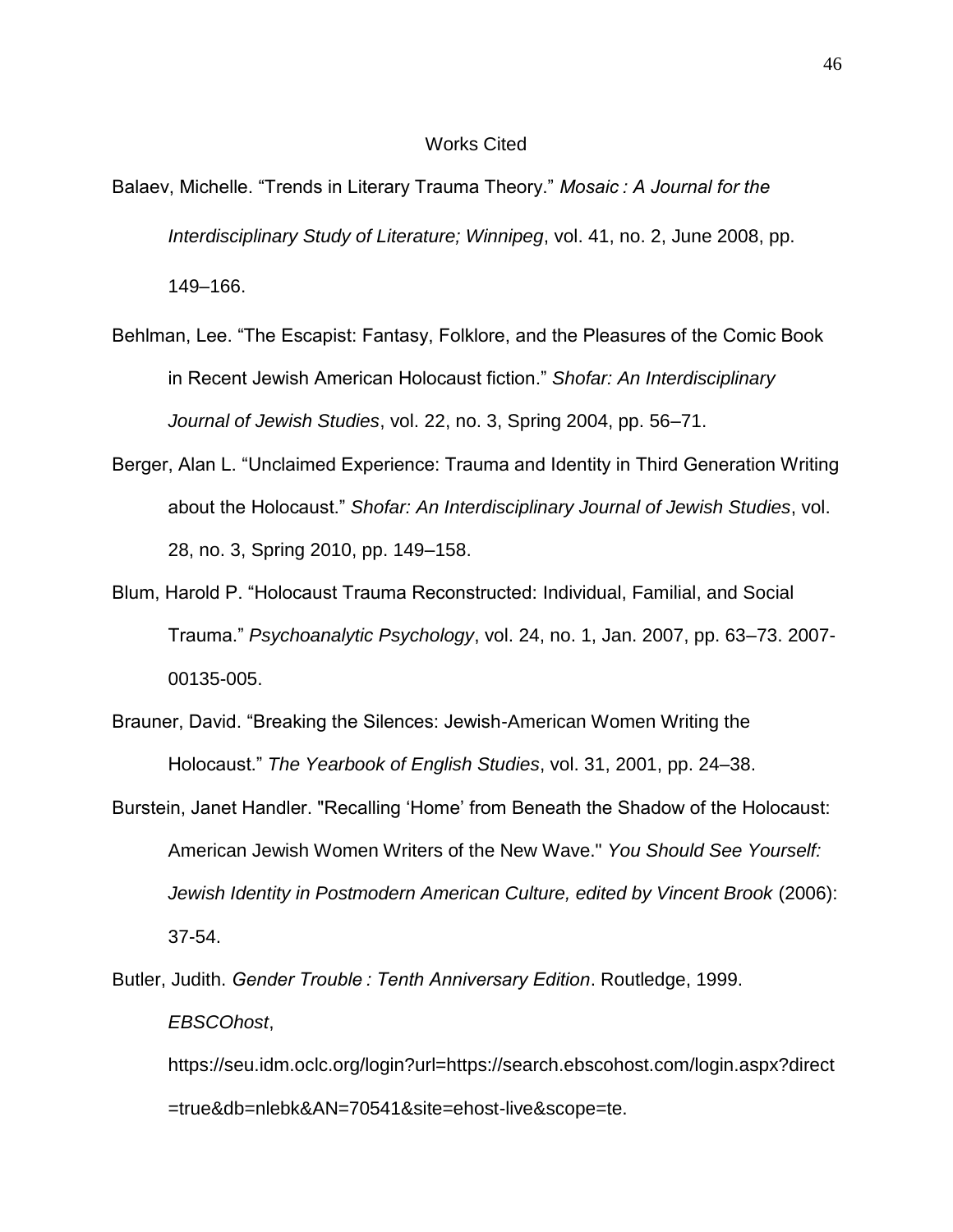# Works Cited

Balaev, Michelle. "Trends in Literary Trauma Theory." *Mosaic : A Journal for the Interdisciplinary Study of Literature; Winnipeg*, vol. 41, no. 2, June 2008, pp. 149–166.

Behlman, Lee. "The Escapist: Fantasy, Folklore, and the Pleasures of the Comic Book in Recent Jewish American Holocaust fiction." *Shofar: An Interdisciplinary Journal of Jewish Studies*, vol. 22, no. 3, Spring 2004, pp. 56–71.

Berger, Alan L. "Unclaimed Experience: Trauma and Identity in Third Generation Writing about the Holocaust." *Shofar: An Interdisciplinary Journal of Jewish Studies*, vol. 28, no. 3, Spring 2010, pp. 149–158.

Blum, Harold P. "Holocaust Trauma Reconstructed: Individual, Familial, and Social Trauma." *Psychoanalytic Psychology*, vol. 24, no. 1, Jan. 2007, pp. 63–73. 2007-00135-005.

Brauner, David. "Breaking the Silences: Jewish-American Women Writing the Holocaust." *The Yearbook of English Studies*, vol. 31, 2001, pp. 24–38.

Burstein, Janet Handler. "Recalling 'Home' from Beneath the Shadow of the Holocaust: American Jewish Women Writers of the New Wave." *You Should See Yourself: Jewish Identity in Postmodern American Culture, edited by Vincent Brook* (2006): 37-54.

Butler, Judith. *Gender Trouble : Tenth Anniversary Edition*. Routledge, 1999. *EBSCOhost*, https://seu.idm.oclc.org/login?url=https://search.ebscohost.com/login.aspx?direct=true&db=nlebk&AN=70541&site=ehost-live&scope=te.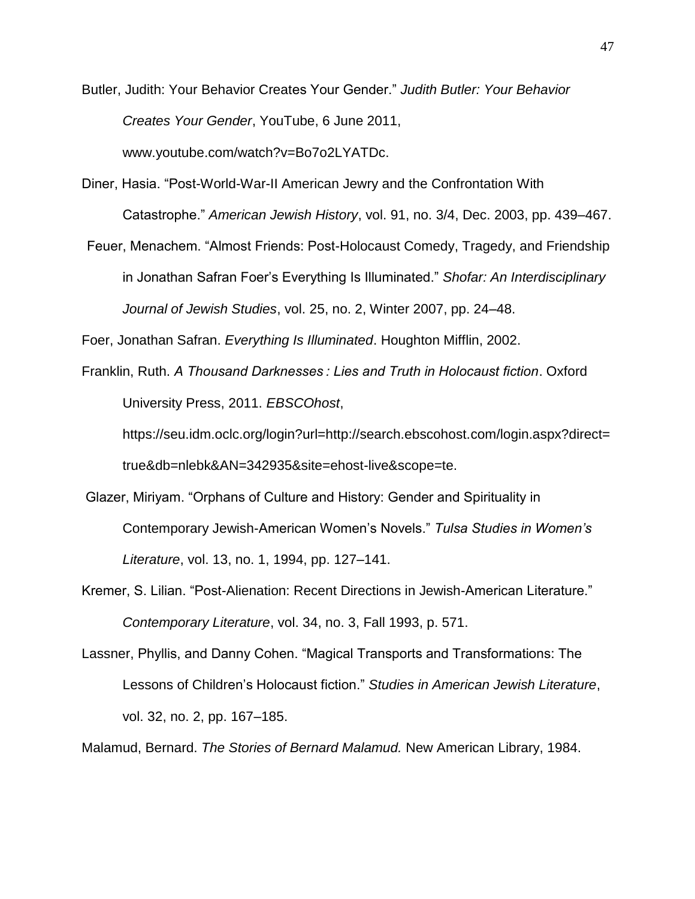Butler, Judith: Your Behavior Creates Your Gender." *Judith Butler: Your Behavior Creates Your Gender*, YouTube, 6 June 2011, www.youtube.com/watch?v=Bo7o2LYATDc.

Diner, Hasia. "Post-World-War-II American Jewry and the Confrontation With Catastrophe." *American Jewish History*, vol. 91, no. 3/4, Dec. 2003, pp. 439–467.

Feuer, Menachem. "Almost Friends: Post-Holocaust Comedy, Tragedy, and Friendship in Jonathan Safran Foer's Everything Is Illuminated." *Shofar: An Interdisciplinary Journal of Jewish Studies*, vol. 25, no. 2, Winter 2007, pp. 24–48.

Foer, Jonathan Safran. *Everything Is Illuminated*. Houghton Mifflin, 2002.

Franklin, Ruth. *A Thousand Darknesses : Lies and Truth in Holocaust fiction*. Oxford University Press, 2011. *EBSCOhost*, https://seu.idm.oclc.org/login?url=http://search.ebscohost.com/login.aspx?direct=true&db=nlebk&AN=342935&site=ehost-live&scope=te.

Glazer, Miriyam. "Orphans of Culture and History: Gender and Spirituality in Contemporary Jewish-American Women's Novels." *Tulsa Studies in Women's Literature*, vol. 13, no. 1, 1994, pp. 127–141.

Kremer, S. Lilian. "Post-Alienation: Recent Directions in Jewish-American Literature." *Contemporary Literature*, vol. 34, no. 3, Fall 1993, p. 571.

Lassner, Phyllis, and Danny Cohen. "Magical Transports and Transformations: The Lessons of Children's Holocaust fiction." *Studies in American Jewish Literature*, vol. 32, no. 2, pp. 167–185.

Malamud, Bernard. *The Stories of Bernard Malamud.* New American Library, 1984.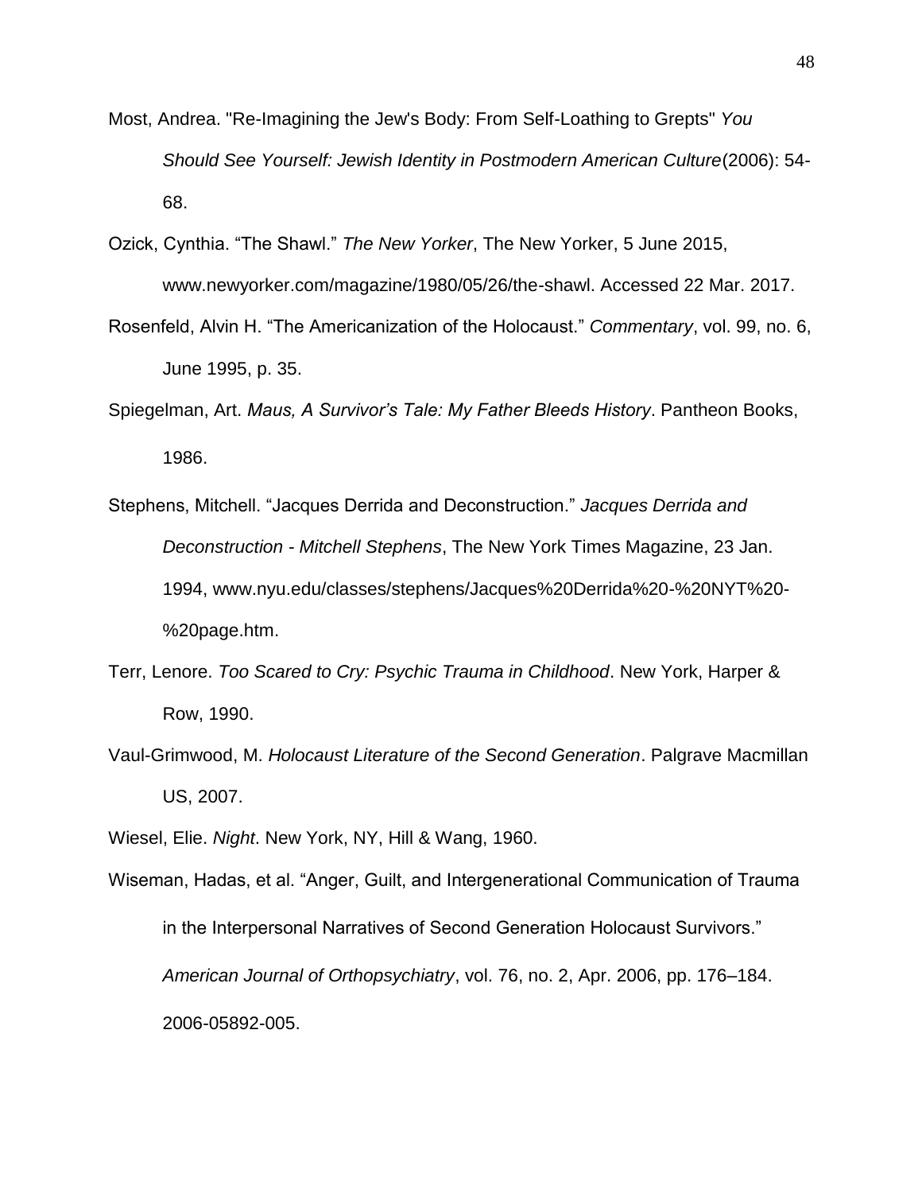Most, Andrea. "Re-Imagining the Jew's Body: From Self-Loathing to Grepts" *You Should See Yourself: Jewish Identity in Postmodern American Culture*(2006): 54-68.

Ozick, Cynthia. "The Shawl." *The New Yorker*, The New Yorker, 5 June 2015, www.newyorker.com/magazine/1980/05/26/the-shawl. Accessed 22 Mar. 2017.

Rosenfeld, Alvin H. "The Americanization of the Holocaust." *Commentary*, vol. 99, no. 6, June 1995, p. 35.

Spiegelman, Art. *Maus, A Survivor's Tale: My Father Bleeds History*. Pantheon Books, 1986.

Stephens, Mitchell. "Jacques Derrida and Deconstruction." *Jacques Derrida and Deconstruction - Mitchell Stephens*, The New York Times Magazine, 23 Jan. 1994, www.nyu.edu/classes/stephens/Jacques%20Derrida%20-%20NYT%20-%20page.htm.

Terr, Lenore. *Too Scared to Cry: Psychic Trauma in Childhood*. New York, Harper & Row, 1990.

Vaul-Grimwood, M. *Holocaust Literature of the Second Generation*. Palgrave Macmillan US, 2007.

Wiesel, Elie. *Night*. New York, NY, Hill & Wang, 1960.

Wiseman, Hadas, et al. "Anger, Guilt, and Intergenerational Communication of Trauma in the Interpersonal Narratives of Second Generation Holocaust Survivors." *American Journal of Orthopsychiatry*, vol. 76, no. 2, Apr. 2006, pp. 176–184. 2006-05892-005.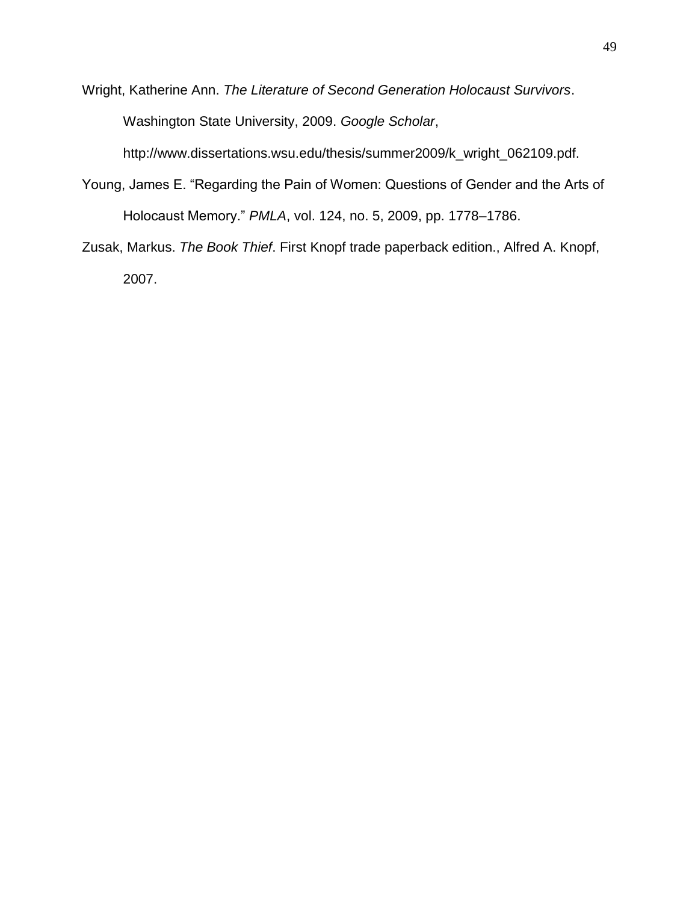Wright, Katherine Ann. *The Literature of Second Generation Holocaust Survivors*. Washington State University, 2009. *Google Scholar*, http://www.dissertations.wsu.edu/thesis/summer2009/k_wright_062109.pdf.

Young, James E. "Regarding the Pain of Women: Questions of Gender and the Arts of Holocaust Memory." *PMLA*, vol. 124, no. 5, 2009, pp. 1778–1786.

Zusak, Markus. *The Book Thief*. First Knopf trade paperback edition., Alfred A. Knopf, 2007.